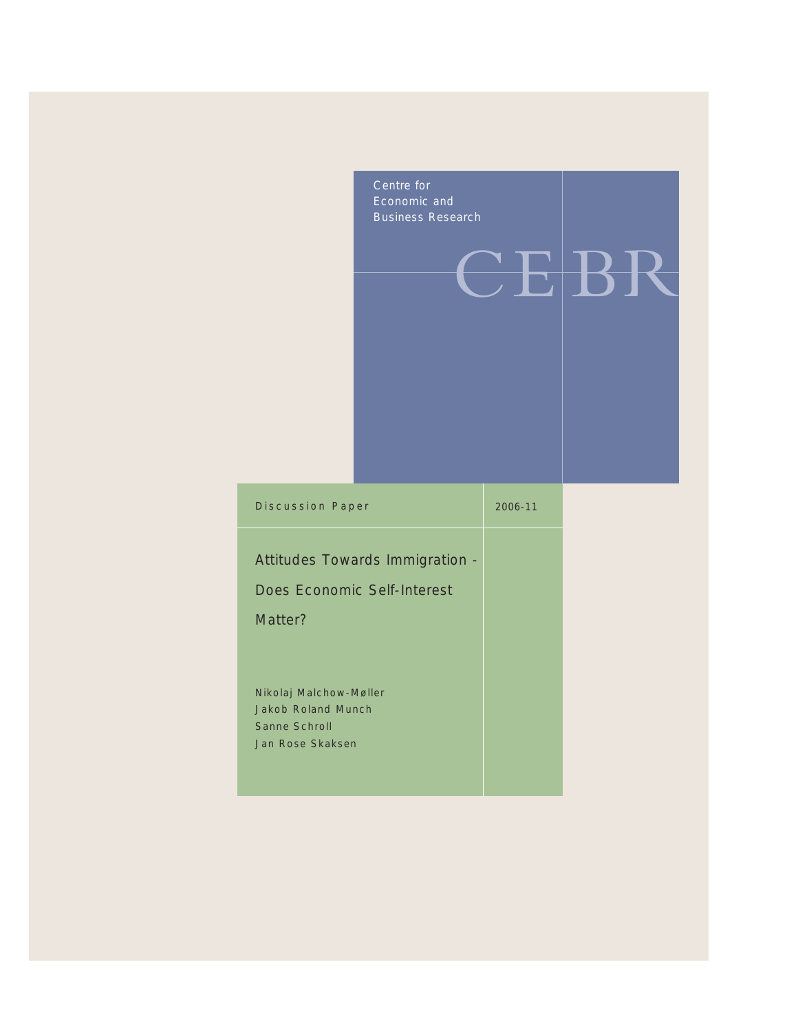Centre for Economic and Business Research

CEBR

Discussion Paper 2006-11

# Attitudes Towards Immigration - Does Economic Self-Interest Matter?

Nikolaj Malchow-Møller
Jakob Roland Munch
Sanne Schroll
Jan Rose Skaksen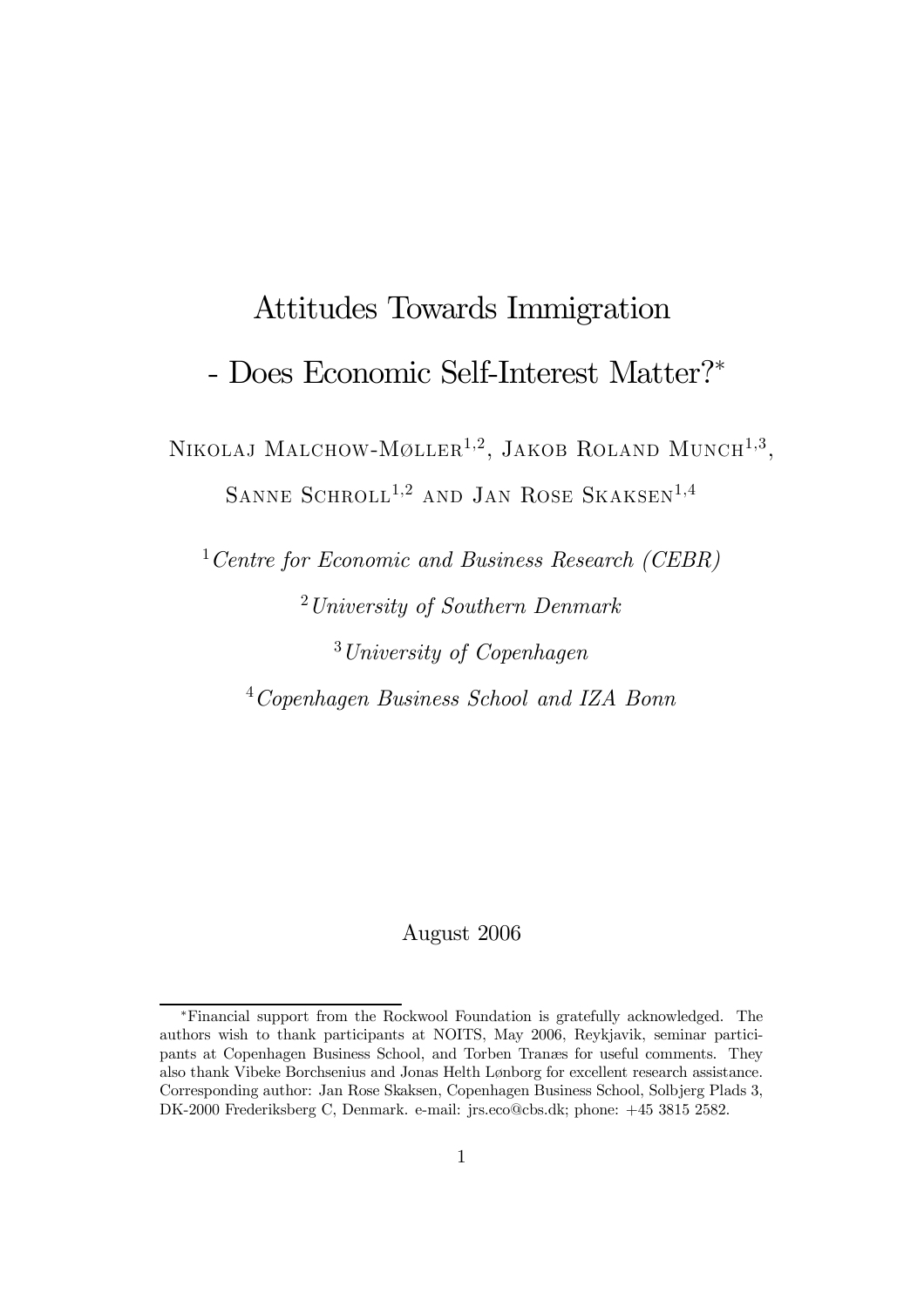# Attitudes Towards Immigration
# - Does Economic Self-Interest Matter?*

Nikolaj Malchow-Møller[1,2], Jakob Roland Munch[1,3], Sanne Schroll[1,2] and Jan Rose Skaksen[1,4]

[1] *Centre for Economic and Business Research (CEBR)*

[2] *University of Southern Denmark*

[3] *University of Copenhagen*

[4] *Copenhagen Business School and IZA Bonn*

August 2006

*Financial support from the Rockwool Foundation is gratefully acknowledged. The authors wish to thank participants at NOITS, May 2006, Reykjavik, seminar participants at Copenhagen Business School, and Torben Tranæs for useful comments. They also thank Vibeke Borchsenius and Jonas Helth Lønborg for excellent research assistance. Corresponding author: Jan Rose Skaksen, Copenhagen Business School, Solbjerg Plads 3, DK-2000 Frederiksberg C, Denmark. e-mail: jrs.eco@cbs.dk; phone: +45 3815 2582.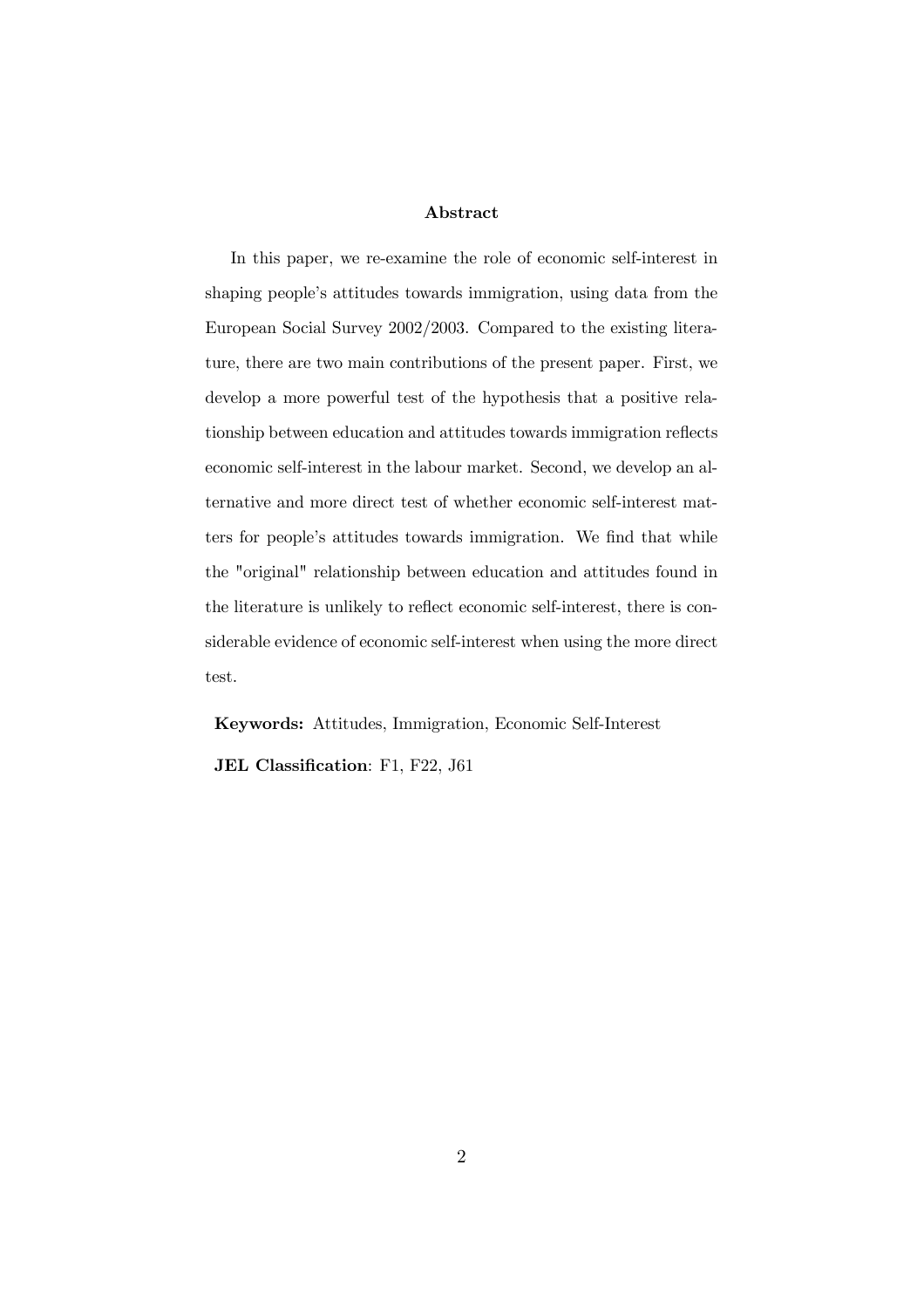## Abstract

In this paper, we re-examine the role of economic self-interest in shaping people's attitudes towards immigration, using data from the European Social Survey 2002/2003. Compared to the existing literature, there are two main contributions of the present paper. First, we develop a more powerful test of the hypothesis that a positive relationship between education and attitudes towards immigration reflects economic self-interest in the labour market. Second, we develop an alternative and more direct test of whether economic self-interest matters for people's attitudes towards immigration. We find that while the "original" relationship between education and attitudes found in the literature is unlikely to reflect economic self-interest, there is considerable evidence of economic self-interest when using the more direct test.

**Keywords:** Attitudes, Immigration, Economic Self-Interest

**JEL Classification**: F1, F22, J61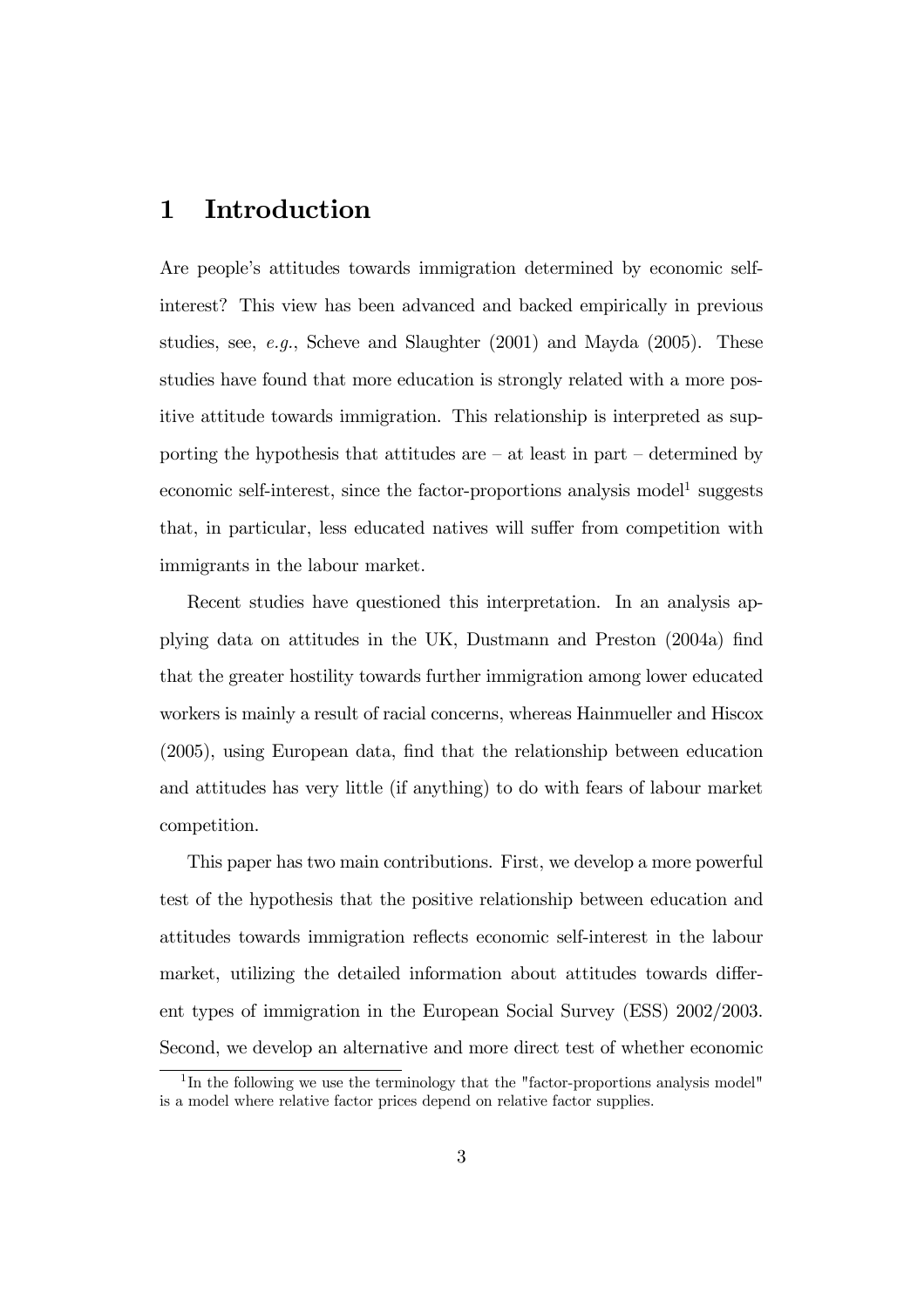# 1 Introduction

Are people's attitudes towards immigration determined by economic self-interest? This view has been advanced and backed empirically in previous studies, see, *e.g.*, Scheve and Slaughter (2001) and Mayda (2005). These studies have found that more education is strongly related with a more positive attitude towards immigration. This relationship is interpreted as supporting the hypothesis that attitudes are – at least in part – determined by economic self-interest, since the factor-proportions analysis model[1] suggests that, in particular, less educated natives will suffer from competition with immigrants in the labour market.

Recent studies have questioned this interpretation. In an analysis applying data on attitudes in the UK, Dustmann and Preston (2004a) find that the greater hostility towards further immigration among lower educated workers is mainly a result of racial concerns, whereas Hainmueller and Hiscox (2005), using European data, find that the relationship between education and attitudes has very little (if anything) to do with fears of labour market competition.

This paper has two main contributions. First, we develop a more powerful test of the hypothesis that the positive relationship between education and attitudes towards immigration reflects economic self-interest in the labour market, utilizing the detailed information about attitudes towards different types of immigration in the European Social Survey (ESS) 2002/2003. Second, we develop an alternative and more direct test of whether economic

[1] In the following we use the terminology that the "factor-proportions analysis model" is a model where relative factor prices depend on relative factor supplies.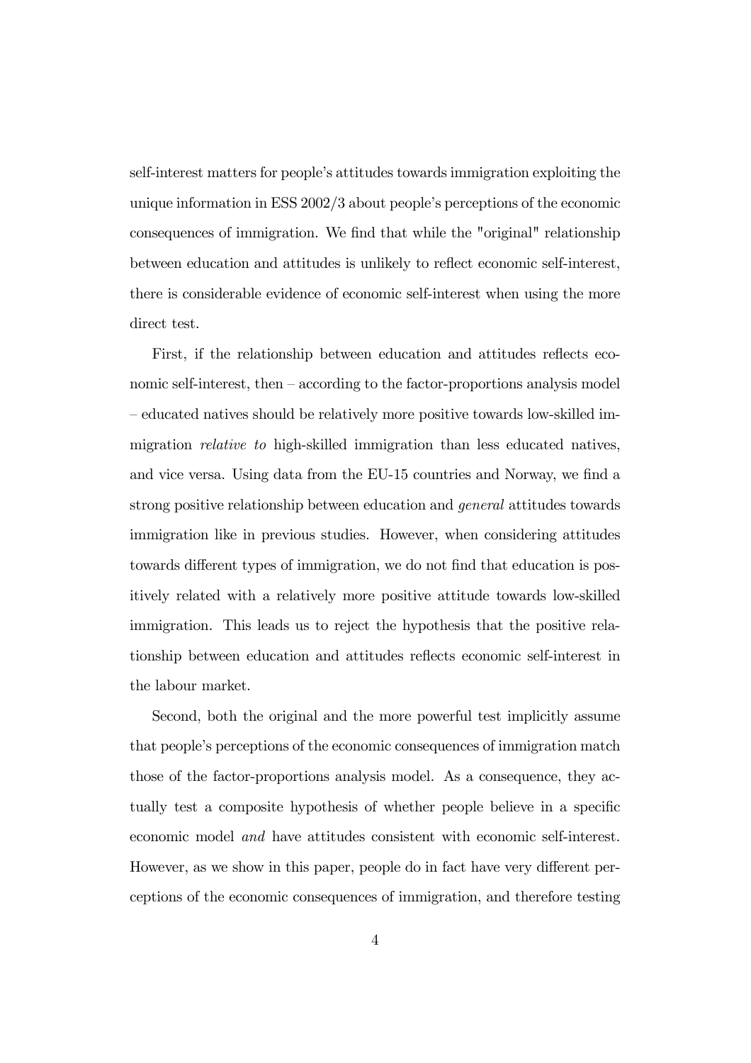self-interest matters for people's attitudes towards immigration exploiting the unique information in ESS 2002/3 about people's perceptions of the economic consequences of immigration. We find that while the "original" relationship between education and attitudes is unlikely to reflect economic self-interest, there is considerable evidence of economic self-interest when using the more direct test.

First, if the relationship between education and attitudes reflects economic self-interest, then – according to the factor-proportions analysis model – educated natives should be relatively more positive towards low-skilled immigration *relative to* high-skilled immigration than less educated natives, and vice versa. Using data from the EU-15 countries and Norway, we find a strong positive relationship between education and *general* attitudes towards immigration like in previous studies. However, when considering attitudes towards different types of immigration, we do not find that education is positively related with a relatively more positive attitude towards low-skilled immigration. This leads us to reject the hypothesis that the positive relationship between education and attitudes reflects economic self-interest in the labour market.

Second, both the original and the more powerful test implicitly assume that people's perceptions of the economic consequences of immigration match those of the factor-proportions analysis model. As a consequence, they actually test a composite hypothesis of whether people believe in a specific economic model *and* have attitudes consistent with economic self-interest. However, as we show in this paper, people do in fact have very different perceptions of the economic consequences of immigration, and therefore testing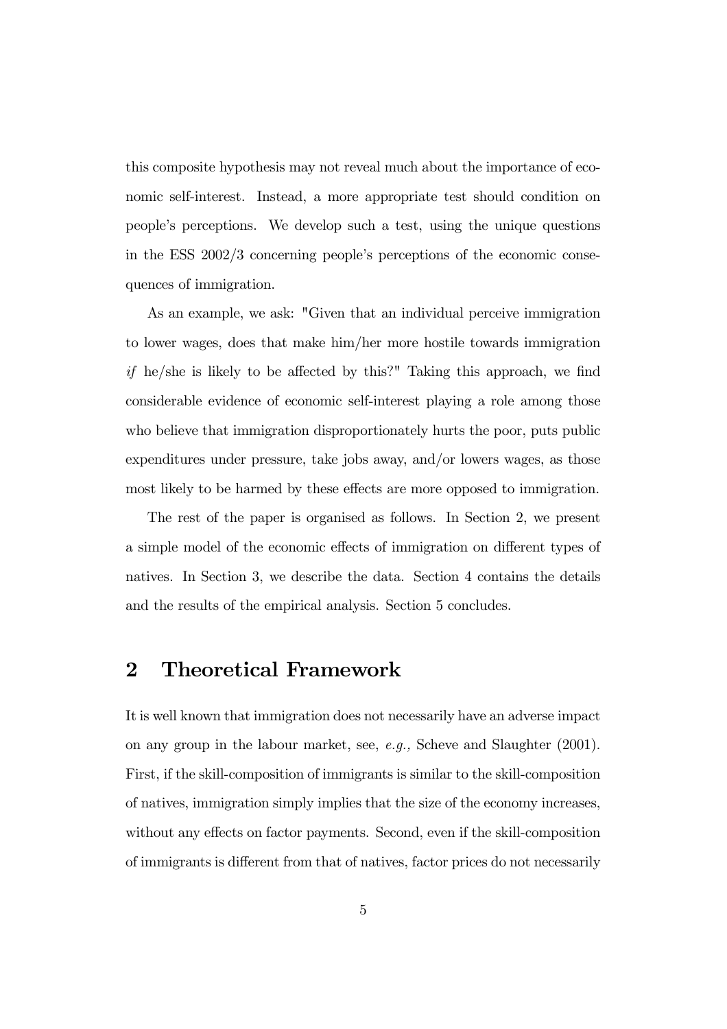this composite hypothesis may not reveal much about the importance of economic self-interest. Instead, a more appropriate test should condition on people's perceptions. We develop such a test, using the unique questions in the ESS 2002/3 concerning people's perceptions of the economic consequences of immigration.

As an example, we ask: "Given that an individual perceive immigration to lower wages, does that make him/her more hostile towards immigration *if* he/she is likely to be affected by this?" Taking this approach, we find considerable evidence of economic self-interest playing a role among those who believe that immigration disproportionately hurts the poor, puts public expenditures under pressure, take jobs away, and/or lowers wages, as those most likely to be harmed by these effects are more opposed to immigration.

The rest of the paper is organised as follows. In Section 2, we present a simple model of the economic effects of immigration on different types of natives. In Section 3, we describe the data. Section 4 contains the details and the results of the empirical analysis. Section 5 concludes.

## 2 Theoretical Framework

It is well known that immigration does not necessarily have an adverse impact on any group in the labour market, see, *e.g.,* Scheve and Slaughter (2001). First, if the skill-composition of immigrants is similar to the skill-composition of natives, immigration simply implies that the size of the economy increases, without any effects on factor payments. Second, even if the skill-composition of immigrants is different from that of natives, factor prices do not necessarily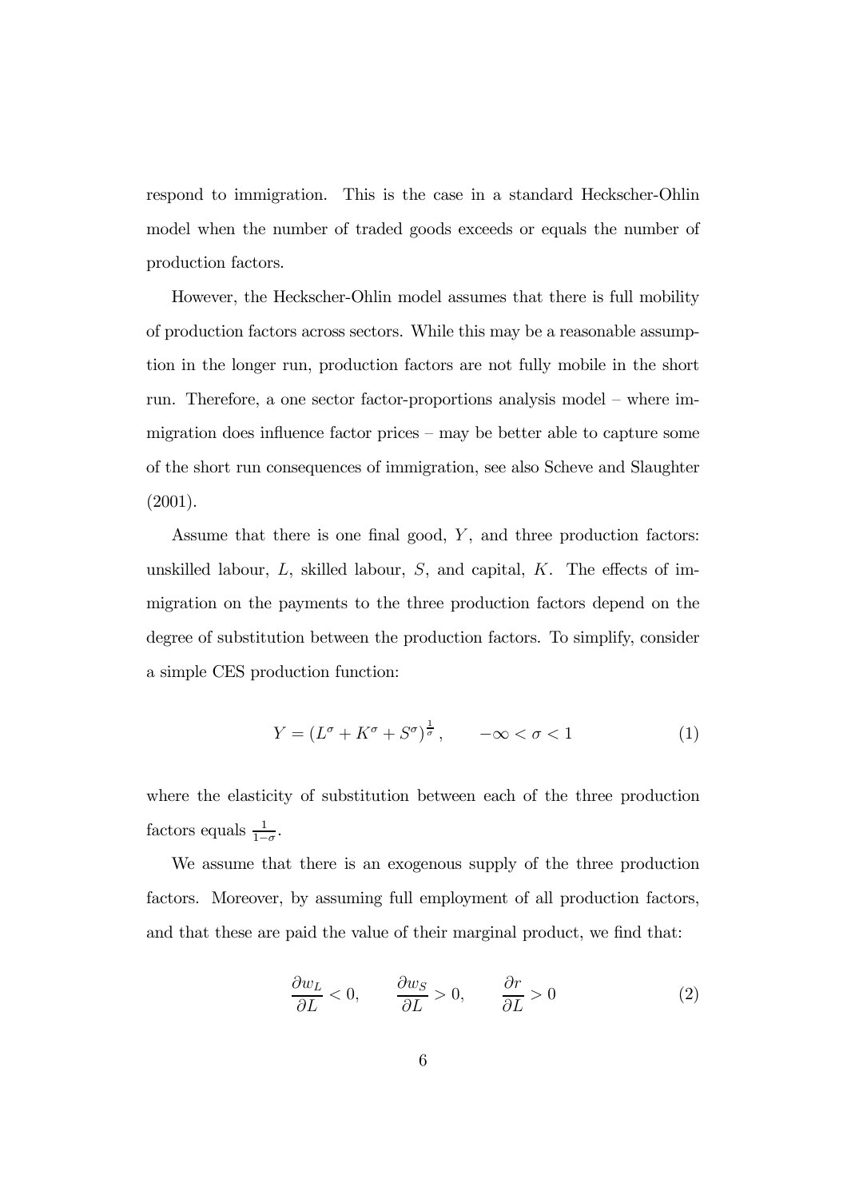respond to immigration. This is the case in a standard Heckscher-Ohlin model when the number of traded goods exceeds or equals the number of production factors.

However, the Heckscher-Ohlin model assumes that there is full mobility of production factors across sectors. While this may be a reasonable assumption in the longer run, production factors are not fully mobile in the short run. Therefore, a one sector factor-proportions analysis model – where immigration does influence factor prices – may be better able to capture some of the short run consequences of immigration, see also Scheve and Slaughter (2001).

Assume that there is one final good, $Y$, and three production factors: unskilled labour, $L$, skilled labour, $S$, and capital, $K$. The effects of immigration on the payments to the three production factors depend on the degree of substitution between the production factors. To simplify, consider a simple CES production function:

$$Y = \left(L^{\sigma} + K^{\sigma} + S^{\sigma}\right)^{\frac{1}{\sigma}}, \qquad -\infty < \sigma < 1 \tag{1}$$

where the elasticity of substitution between each of the three production factors equals $\frac{1}{1-\sigma}$.

We assume that there is an exogenous supply of the three production factors. Moreover, by assuming full employment of all production factors, and that these are paid the value of their marginal product, we find that:

$$\frac{\partial w_L}{\partial L} < 0, \qquad \frac{\partial w_S}{\partial L} > 0, \qquad \frac{\partial r}{\partial L} > 0 \tag{2}$$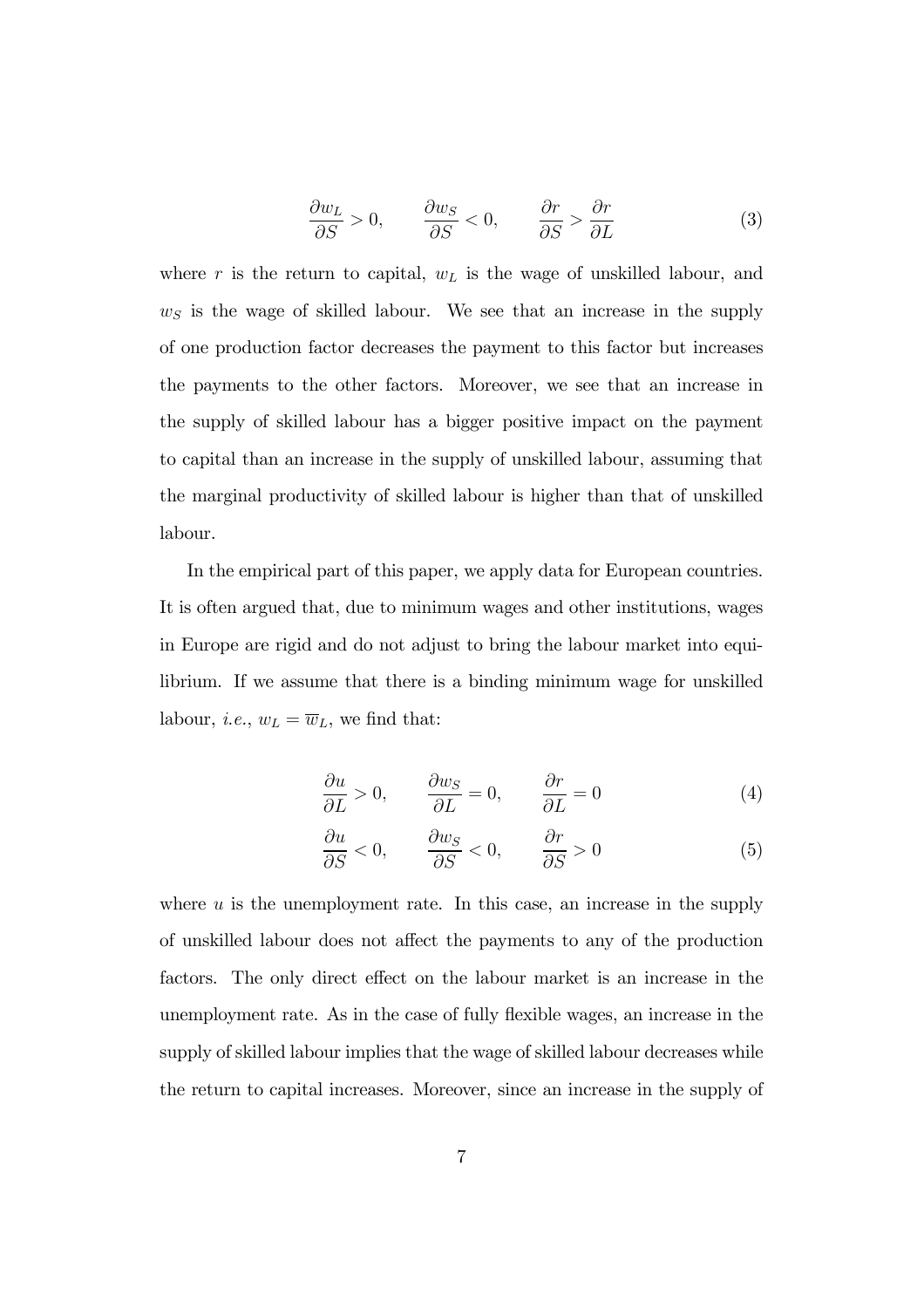$$\frac{\partial w_L}{\partial S} > 0, \qquad \frac{\partial w_S}{\partial S} < 0, \qquad \frac{\partial r}{\partial S} > \frac{\partial r}{\partial L} \tag{3}$$

where $r$ is the return to capital, $w_L$ is the wage of unskilled labour, and $w_S$ is the wage of skilled labour. We see that an increase in the supply of one production factor decreases the payment to this factor but increases the payments to the other factors. Moreover, we see that an increase in the supply of skilled labour has a bigger positive impact on the payment to capital than an increase in the supply of unskilled labour, assuming that the marginal productivity of skilled labour is higher than that of unskilled labour.

In the empirical part of this paper, we apply data for European countries. It is often argued that, due to minimum wages and other institutions, wages in Europe are rigid and do not adjust to bring the labour market into equilibrium. If we assume that there is a binding minimum wage for unskilled labour, *i.e.*, $w_L = \overline{w}_L$, we find that:

$$\frac{\partial u}{\partial L} > 0, \qquad \frac{\partial w_S}{\partial L} = 0, \qquad \frac{\partial r}{\partial L} = 0 \tag{4}$$

$$\frac{\partial u}{\partial S} < 0, \qquad \frac{\partial w_S}{\partial S} < 0, \qquad \frac{\partial r}{\partial S} > 0 \tag{5}$$

where $u$ is the unemployment rate. In this case, an increase in the supply of unskilled labour does not affect the payments to any of the production factors. The only direct effect on the labour market is an increase in the unemployment rate. As in the case of fully flexible wages, an increase in the supply of skilled labour implies that the wage of skilled labour decreases while the return to capital increases. Moreover, since an increase in the supply of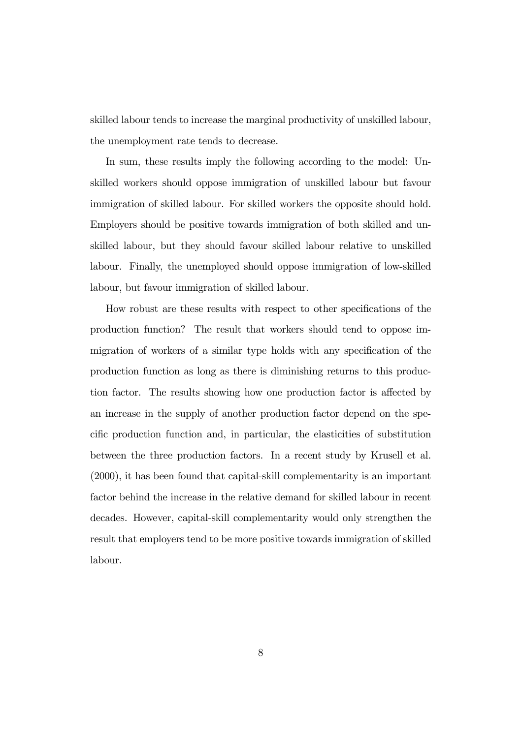skilled labour tends to increase the marginal productivity of unskilled labour, the unemployment rate tends to decrease.

In sum, these results imply the following according to the model: Unskilled workers should oppose immigration of unskilled labour but favour immigration of skilled labour. For skilled workers the opposite should hold. Employers should be positive towards immigration of both skilled and unskilled labour, but they should favour skilled labour relative to unskilled labour. Finally, the unemployed should oppose immigration of low-skilled labour, but favour immigration of skilled labour.

How robust are these results with respect to other specifications of the production function? The result that workers should tend to oppose immigration of workers of a similar type holds with any specification of the production function as long as there is diminishing returns to this production factor. The results showing how one production factor is affected by an increase in the supply of another production factor depend on the specific production function and, in particular, the elasticities of substitution between the three production factors. In a recent study by Krusell et al. (2000), it has been found that capital-skill complementarity is an important factor behind the increase in the relative demand for skilled labour in recent decades. However, capital-skill complementarity would only strengthen the result that employers tend to be more positive towards immigration of skilled labour.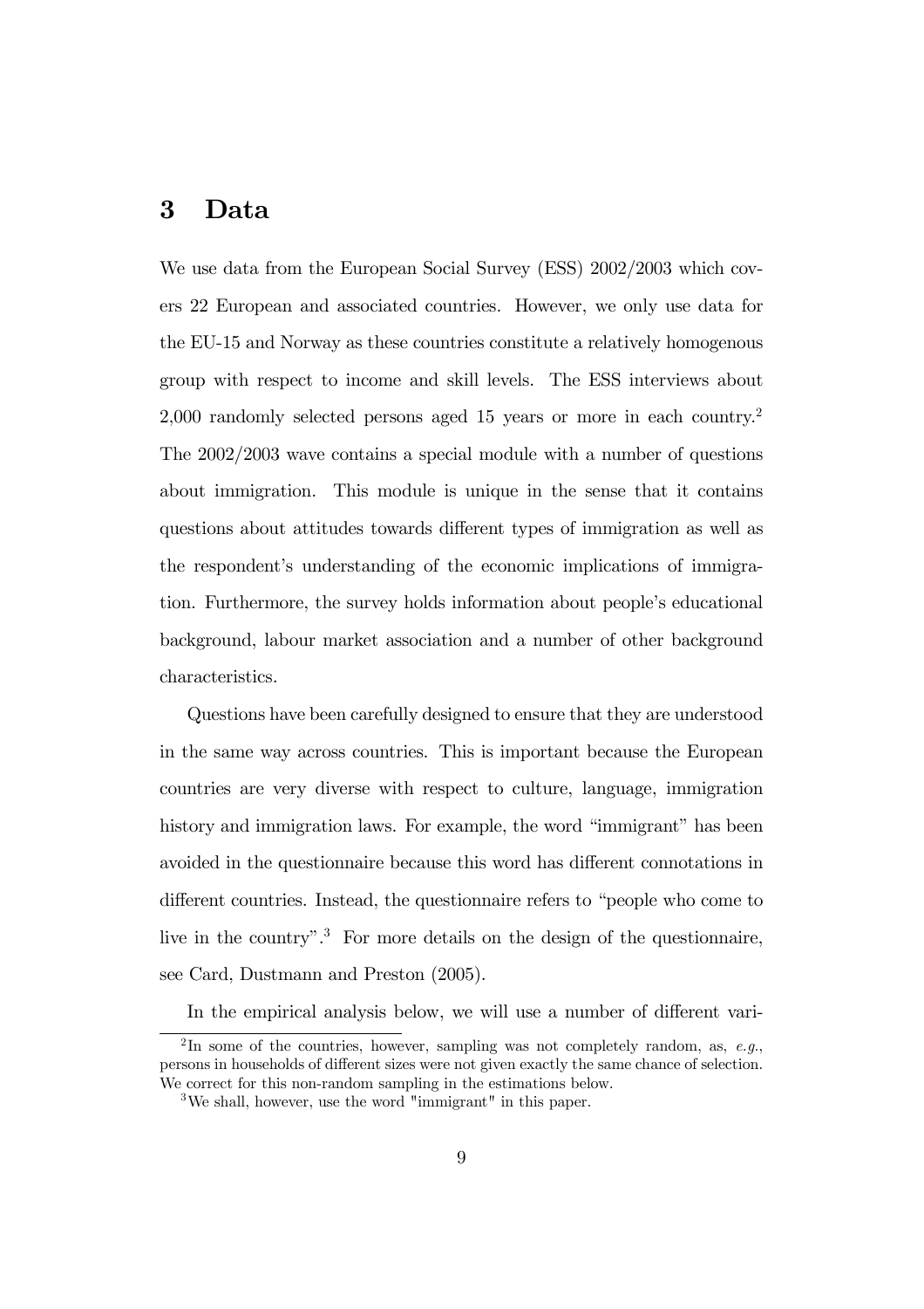## 3 Data

We use data from the European Social Survey (ESS) 2002/2003 which covers 22 European and associated countries. However, we only use data for the EU-15 and Norway as these countries constitute a relatively homogenous group with respect to income and skill levels. The ESS interviews about 2,000 randomly selected persons aged 15 years or more in each country.[2] The 2002/2003 wave contains a special module with a number of questions about immigration. This module is unique in the sense that it contains questions about attitudes towards different types of immigration as well as the respondent's understanding of the economic implications of immigration. Furthermore, the survey holds information about people's educational background, labour market association and a number of other background characteristics.

Questions have been carefully designed to ensure that they are understood in the same way across countries. This is important because the European countries are very diverse with respect to culture, language, immigration history and immigration laws. For example, the word "immigrant" has been avoided in the questionnaire because this word has different connotations in different countries. Instead, the questionnaire refers to "people who come to live in the country".[3] For more details on the design of the questionnaire, see Card, Dustmann and Preston (2005).

In the empirical analysis below, we will use a number of different vari-

[2] In some of the countries, however, sampling was not completely random, as, *e.g.*, persons in households of different sizes were not given exactly the same chance of selection. We correct for this non-random sampling in the estimations below.

[3] We shall, however, use the word "immigrant" in this paper.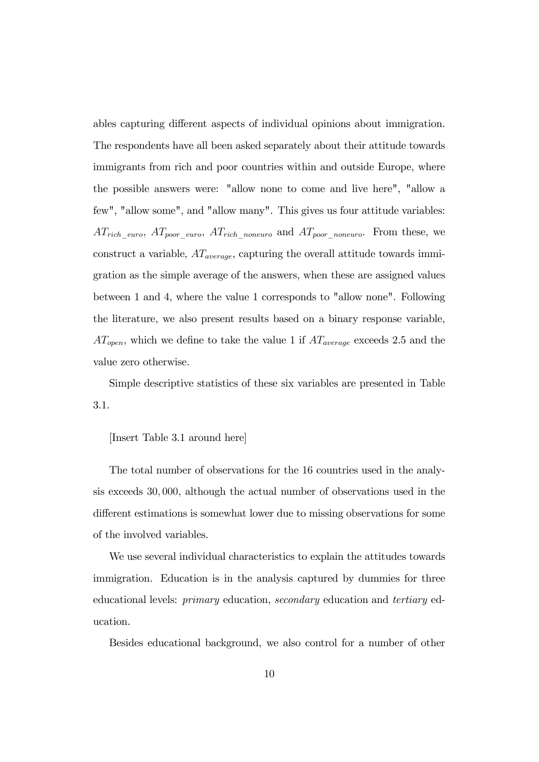ables capturing different aspects of individual opinions about immigration. The respondents have all been asked separately about their attitude towards immigrants from rich and poor countries within and outside Europe, where the possible answers were: "allow none to come and live here", "allow a few", "allow some", and "allow many". This gives us four attitude variables: $AT_{rich\_euro}$, $AT_{poor\_euro}$, $AT_{rich\_noneuro}$ and $AT_{poor\_noneuro}$. From these, we construct a variable, $AT_{average}$, capturing the overall attitude towards immigration as the simple average of the answers, when these are assigned values between 1 and 4, where the value 1 corresponds to "allow none". Following the literature, we also present results based on a binary response variable, $AT_{open}$, which we define to take the value 1 if $AT_{average}$ exceeds 2.5 and the value zero otherwise.

Simple descriptive statistics of these six variables are presented in Table 3.1.

[Insert Table 3.1 around here]

The total number of observations for the 16 countries used in the analysis exceeds $30,000$, although the actual number of observations used in the different estimations is somewhat lower due to missing observations for some of the involved variables.

We use several individual characteristics to explain the attitudes towards immigration. Education is in the analysis captured by dummies for three educational levels: *primary* education, *secondary* education and *tertiary* education.

Besides educational background, we also control for a number of other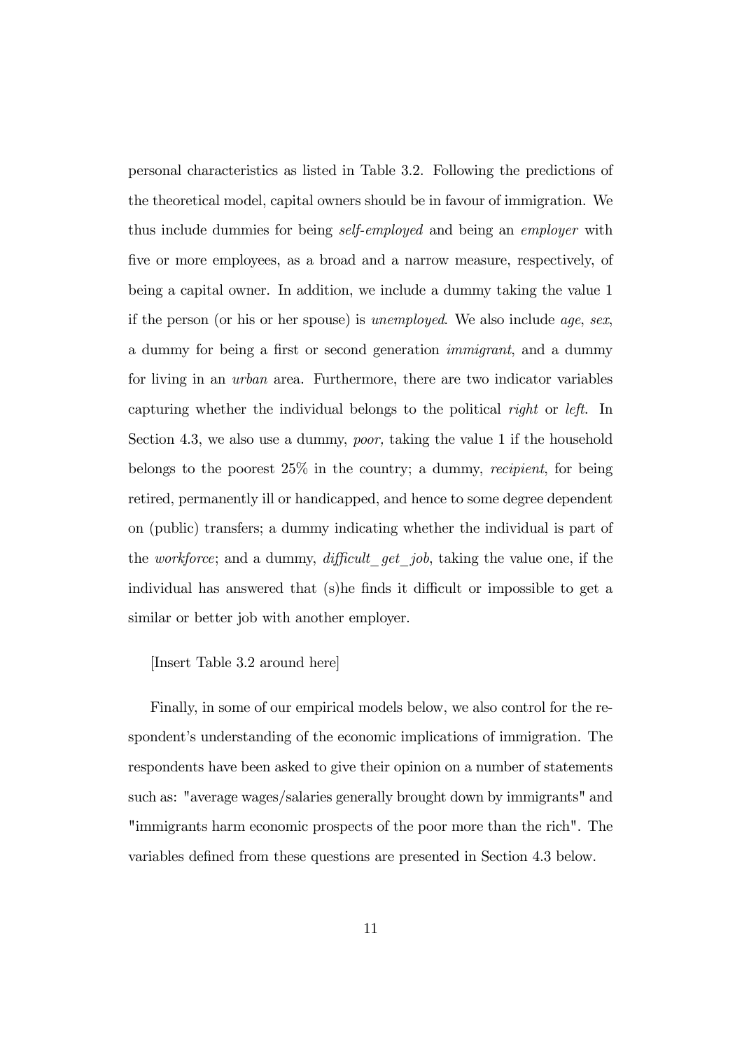personal characteristics as listed in Table 3.2. Following the predictions of the theoretical model, capital owners should be in favour of immigration. We thus include dummies for being *self-employed* and being an *employer* with five or more employees, as a broad and a narrow measure, respectively, of being a capital owner. In addition, we include a dummy taking the value 1 if the person (or his or her spouse) is *unemployed*. We also include *age*, *sex*, a dummy for being a first or second generation *immigrant*, and a dummy for living in an *urban* area. Furthermore, there are two indicator variables capturing whether the individual belongs to the political *right* or *left*. In Section 4.3, we also use a dummy, *poor,* taking the value 1 if the household belongs to the poorest 25% in the country; a dummy, *recipient*, for being retired, permanently ill or handicapped, and hence to some degree dependent on (public) transfers; a dummy indicating whether the individual is part of the *workforce*; and a dummy, *difficult_get_job*, taking the value one, if the individual has answered that (s)he finds it difficult or impossible to get a similar or better job with another employer.

[Insert Table 3.2 around here]

Finally, in some of our empirical models below, we also control for the respondent's understanding of the economic implications of immigration. The respondents have been asked to give their opinion on a number of statements such as: "average wages/salaries generally brought down by immigrants" and "immigrants harm economic prospects of the poor more than the rich". The variables defined from these questions are presented in Section 4.3 below.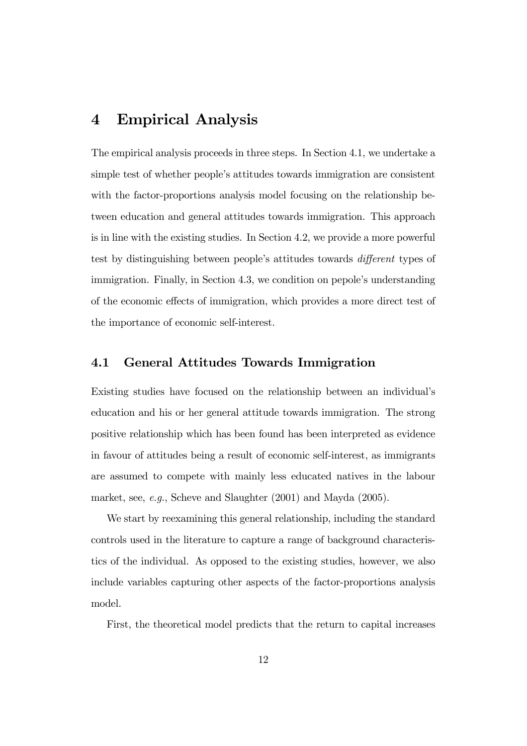# 4 Empirical Analysis

The empirical analysis proceeds in three steps. In Section 4.1, we undertake a simple test of whether people's attitudes towards immigration are consistent with the factor-proportions analysis model focusing on the relationship between education and general attitudes towards immigration. This approach is in line with the existing studies. In Section 4.2, we provide a more powerful test by distinguishing between people's attitudes towards *different* types of immigration. Finally, in Section 4.3, we condition on pepole's understanding of the economic effects of immigration, which provides a more direct test of the importance of economic self-interest.

## 4.1 General Attitudes Towards Immigration

Existing studies have focused on the relationship between an individual's education and his or her general attitude towards immigration. The strong positive relationship which has been found has been interpreted as evidence in favour of attitudes being a result of economic self-interest, as immigrants are assumed to compete with mainly less educated natives in the labour market, see, *e.g.*, Scheve and Slaughter (2001) and Mayda (2005).

We start by reexamining this general relationship, including the standard controls used in the literature to capture a range of background characteristics of the individual. As opposed to the existing studies, however, we also include variables capturing other aspects of the factor-proportions analysis model.

First, the theoretical model predicts that the return to capital increases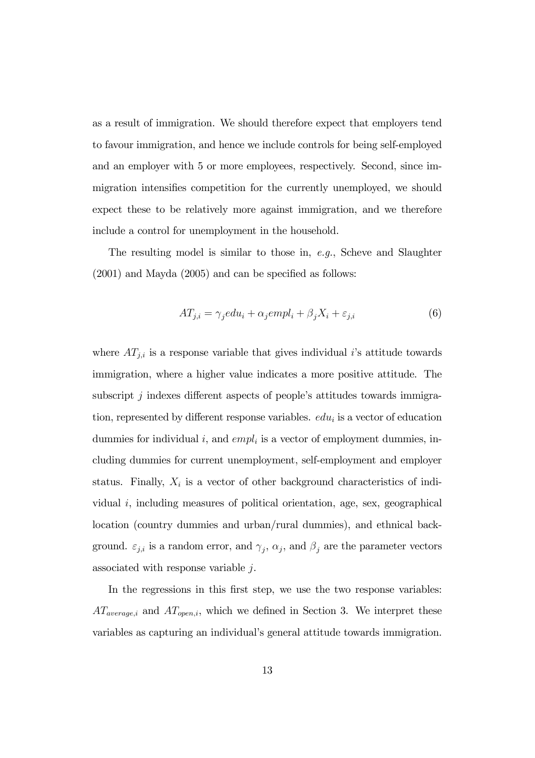as a result of immigration. We should therefore expect that employers tend to favour immigration, and hence we include controls for being self-employed and an employer with 5 or more employees, respectively. Second, since immigration intensifies competition for the currently unemployed, we should expect these to be relatively more against immigration, and we therefore include a control for unemployment in the household.

The resulting model is similar to those in, *e.g.*, Scheve and Slaughter (2001) and Mayda (2005) and can be specified as follows:

$$AT_{j,i} = \gamma_j edu_i + \alpha_j empl_i + \beta_j X_i + \varepsilon_{j,i} \tag{6}$$

where $AT_{j,i}$ is a response variable that gives individual $i$'s attitude towards immigration, where a higher value indicates a more positive attitude. The subscript $j$ indexes different aspects of people's attitudes towards immigration, represented by different response variables. $edu_i$ is a vector of education dummies for individual $i$, and $empl_i$ is a vector of employment dummies, including dummies for current unemployment, self-employment and employer status. Finally, $X_i$ is a vector of other background characteristics of individual $i$, including measures of political orientation, age, sex, geographical location (country dummies and urban/rural dummies), and ethnical background. $\varepsilon_{j,i}$ is a random error, and $\gamma_j$, $\alpha_j$, and $\beta_j$ are the parameter vectors associated with response variable $j$.

In the regressions in this first step, we use the two response variables: $AT_{average,i}$ and $AT_{open,i}$, which we defined in Section 3. We interpret these variables as capturing an individual's general attitude towards immigration.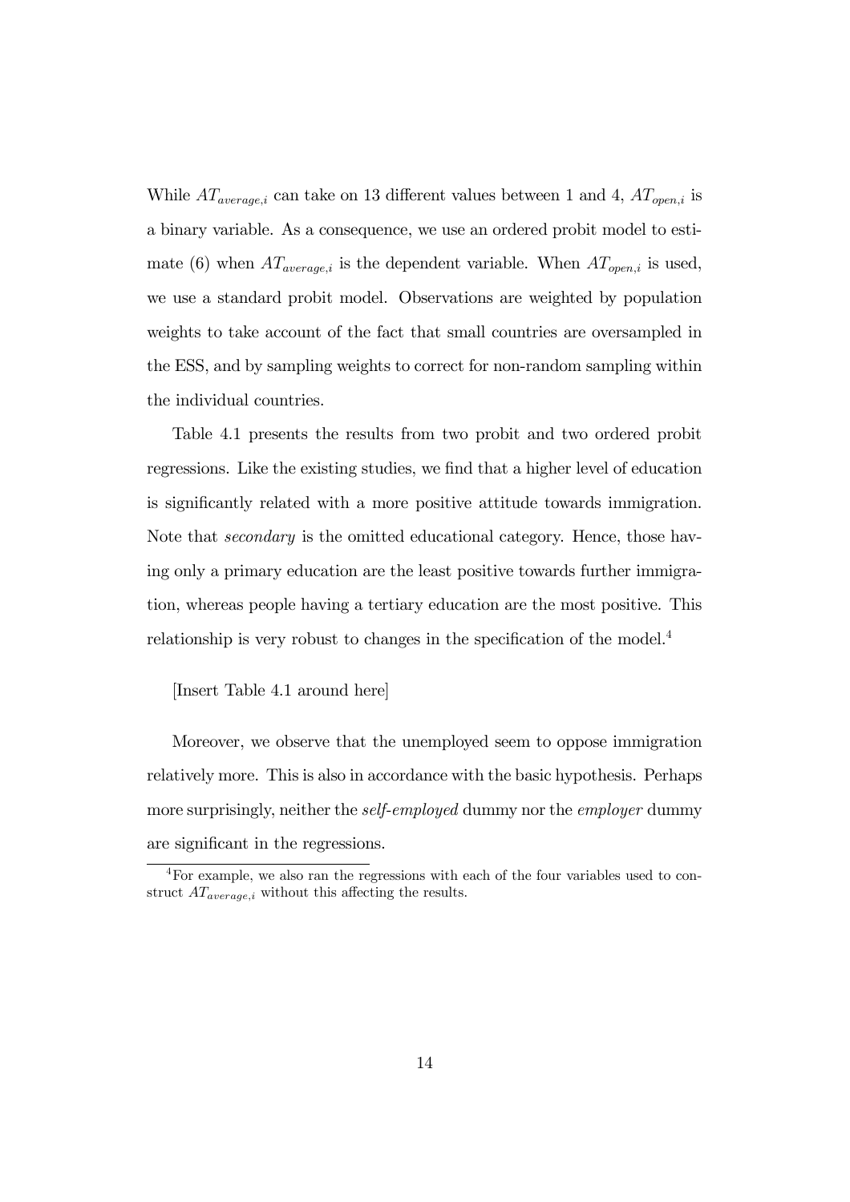While $AT_{average,i}$ can take on 13 different values between 1 and 4, $AT_{open,i}$ is a binary variable. As a consequence, we use an ordered probit model to estimate (6) when $AT_{average,i}$ is the dependent variable. When $AT_{open,i}$ is used, we use a standard probit model. Observations are weighted by population weights to take account of the fact that small countries are oversampled in the ESS, and by sampling weights to correct for non-random sampling within the individual countries.

Table 4.1 presents the results from two probit and two ordered probit regressions. Like the existing studies, we find that a higher level of education is significantly related with a more positive attitude towards immigration. Note that *secondary* is the omitted educational category. Hence, those having only a primary education are the least positive towards further immigration, whereas people having a tertiary education are the most positive. This relationship is very robust to changes in the specification of the model.[4]

[Insert Table 4.1 around here]

Moreover, we observe that the unemployed seem to oppose immigration relatively more. This is also in accordance with the basic hypothesis. Perhaps more surprisingly, neither the *self-employed* dummy nor the *employer* dummy are significant in the regressions.

[4] For example, we also ran the regressions with each of the four variables used to construct $AT_{average,i}$ without this affecting the results.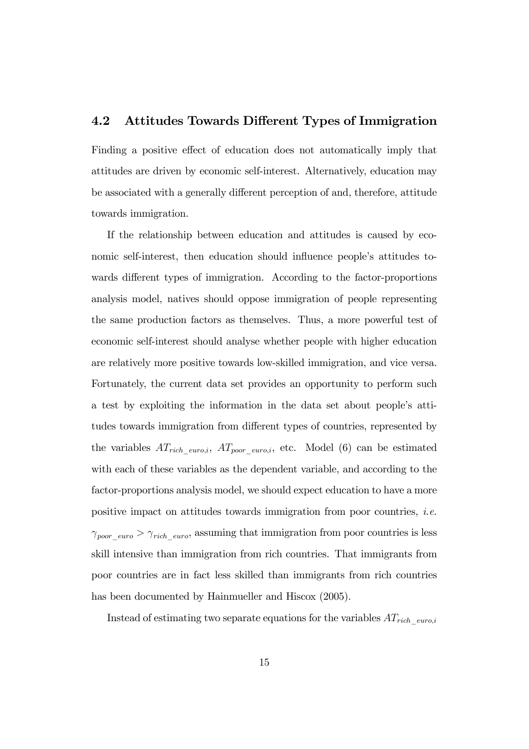### 4.2 Attitudes Towards Different Types of Immigration

Finding a positive effect of education does not automatically imply that attitudes are driven by economic self-interest. Alternatively, education may be associated with a generally different perception of and, therefore, attitude towards immigration.

If the relationship between education and attitudes is caused by economic self-interest, then education should influence people's attitudes towards different types of immigration. According to the factor-proportions analysis model, natives should oppose immigration of people representing the same production factors as themselves. Thus, a more powerful test of economic self-interest should analyse whether people with higher education are relatively more positive towards low-skilled immigration, and vice versa. Fortunately, the current data set provides an opportunity to perform such a test by exploiting the information in the data set about people's attitudes towards immigration from different types of countries, represented by the variables $AT_{rich\_euro,i}$, $AT_{poor\_euro,i}$, etc. Model (6) can be estimated with each of these variables as the dependent variable, and according to the factor-proportions analysis model, we should expect education to have a more positive impact on attitudes towards immigration from poor countries, *i.e.* $\gamma_{poor\_euro} > \gamma_{rich\_euro}$, assuming that immigration from poor countries is less skill intensive than immigration from rich countries. That immigrants from poor countries are in fact less skilled than immigrants from rich countries has been documented by Hainmueller and Hiscox (2005).

Instead of estimating two separate equations for the variables $AT_{rich\_euro,i}$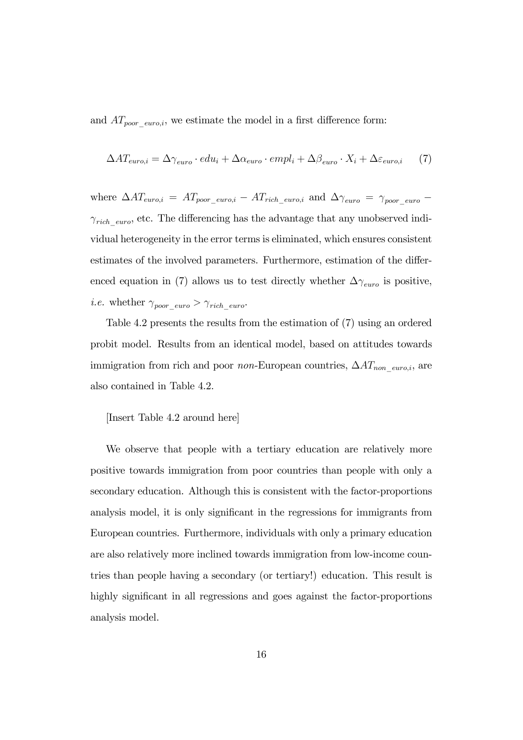and $AT_{poor\_euro,i}$, we estimate the model in a first difference form:

$$\Delta AT_{euro,i} = \Delta\gamma_{euro} \cdot edu_i + \Delta\alpha_{euro} \cdot empl_i + \Delta\beta_{euro} \cdot X_i + \Delta\varepsilon_{euro,i} \qquad (7)$$

where $\Delta AT_{euro,i} = AT_{poor\_euro,i} - AT_{rich\_euro,i}$ and $\Delta\gamma_{euro} = \gamma_{poor\_euro} - \gamma_{rich\_euro}$, etc. The differencing has the advantage that any unobserved individual heterogeneity in the error terms is eliminated, which ensures consistent estimates of the involved parameters. Furthermore, estimation of the differenced equation in (7) allows us to test directly whether $\Delta\gamma_{euro}$ is positive, *i.e.* whether $\gamma_{poor\_euro} > \gamma_{rich\_euro}$.

Table 4.2 presents the results from the estimation of (7) using an ordered probit model. Results from an identical model, based on attitudes towards immigration from rich and poor *non*-European countries, $\Delta AT_{non\_euro,i}$, are also contained in Table 4.2.

[Insert Table 4.2 around here]

We observe that people with a tertiary education are relatively more positive towards immigration from poor countries than people with only a secondary education. Although this is consistent with the factor-proportions analysis model, it is only significant in the regressions for immigrants from European countries. Furthermore, individuals with only a primary education are also relatively more inclined towards immigration from low-income countries than people having a secondary (or tertiary!) education. This result is highly significant in all regressions and goes against the factor-proportions analysis model.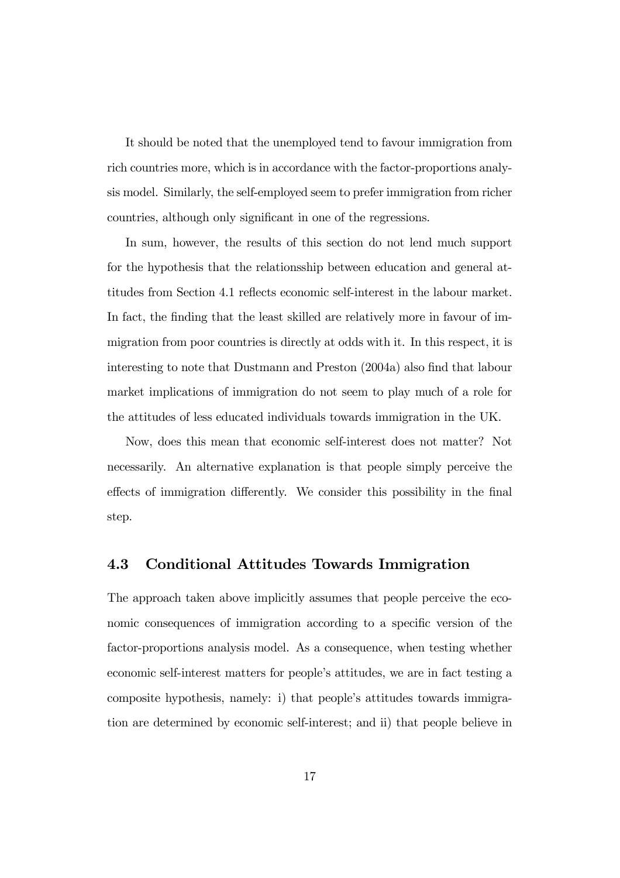It should be noted that the unemployed tend to favour immigration from rich countries more, which is in accordance with the factor-proportions analysis model. Similarly, the self-employed seem to prefer immigration from richer countries, although only significant in one of the regressions.

In sum, however, the results of this section do not lend much support for the hypothesis that the relationsship between education and general attitudes from Section 4.1 reflects economic self-interest in the labour market. In fact, the finding that the least skilled are relatively more in favour of immigration from poor countries is directly at odds with it. In this respect, it is interesting to note that Dustmann and Preston (2004a) also find that labour market implications of immigration do not seem to play much of a role for the attitudes of less educated individuals towards immigration in the UK.

Now, does this mean that economic self-interest does not matter? Not necessarily. An alternative explanation is that people simply perceive the effects of immigration differently. We consider this possibility in the final step.

### 4.3 Conditional Attitudes Towards Immigration

The approach taken above implicitly assumes that people perceive the economic consequences of immigration according to a specific version of the factor-proportions analysis model. As a consequence, when testing whether economic self-interest matters for people's attitudes, we are in fact testing a composite hypothesis, namely: i) that people's attitudes towards immigration are determined by economic self-interest; and ii) that people believe in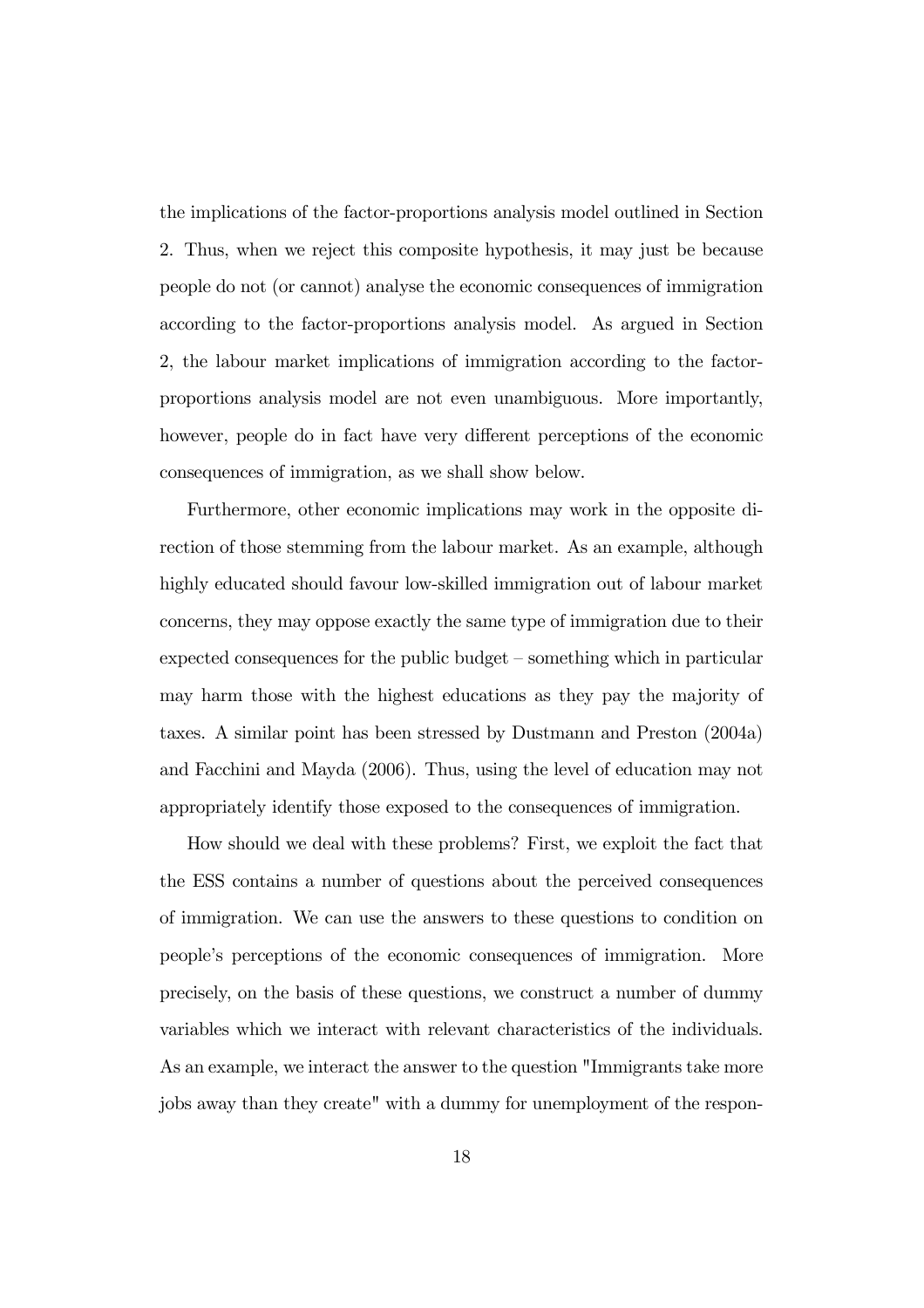the implications of the factor-proportions analysis model outlined in Section 2. Thus, when we reject this composite hypothesis, it may just be because people do not (or cannot) analyse the economic consequences of immigration according to the factor-proportions analysis model. As argued in Section 2, the labour market implications of immigration according to the factor-proportions analysis model are not even unambiguous. More importantly, however, people do in fact have very different perceptions of the economic consequences of immigration, as we shall show below.

Furthermore, other economic implications may work in the opposite direction of those stemming from the labour market. As an example, although highly educated should favour low-skilled immigration out of labour market concerns, they may oppose exactly the same type of immigration due to their expected consequences for the public budget – something which in particular may harm those with the highest educations as they pay the majority of taxes. A similar point has been stressed by Dustmann and Preston (2004a) and Facchini and Mayda (2006). Thus, using the level of education may not appropriately identify those exposed to the consequences of immigration.

How should we deal with these problems? First, we exploit the fact that the ESS contains a number of questions about the perceived consequences of immigration. We can use the answers to these questions to condition on people's perceptions of the economic consequences of immigration. More precisely, on the basis of these questions, we construct a number of dummy variables which we interact with relevant characteristics of the individuals. As an example, we interact the answer to the question "Immigrants take more jobs away than they create" with a dummy for unemployment of the respon-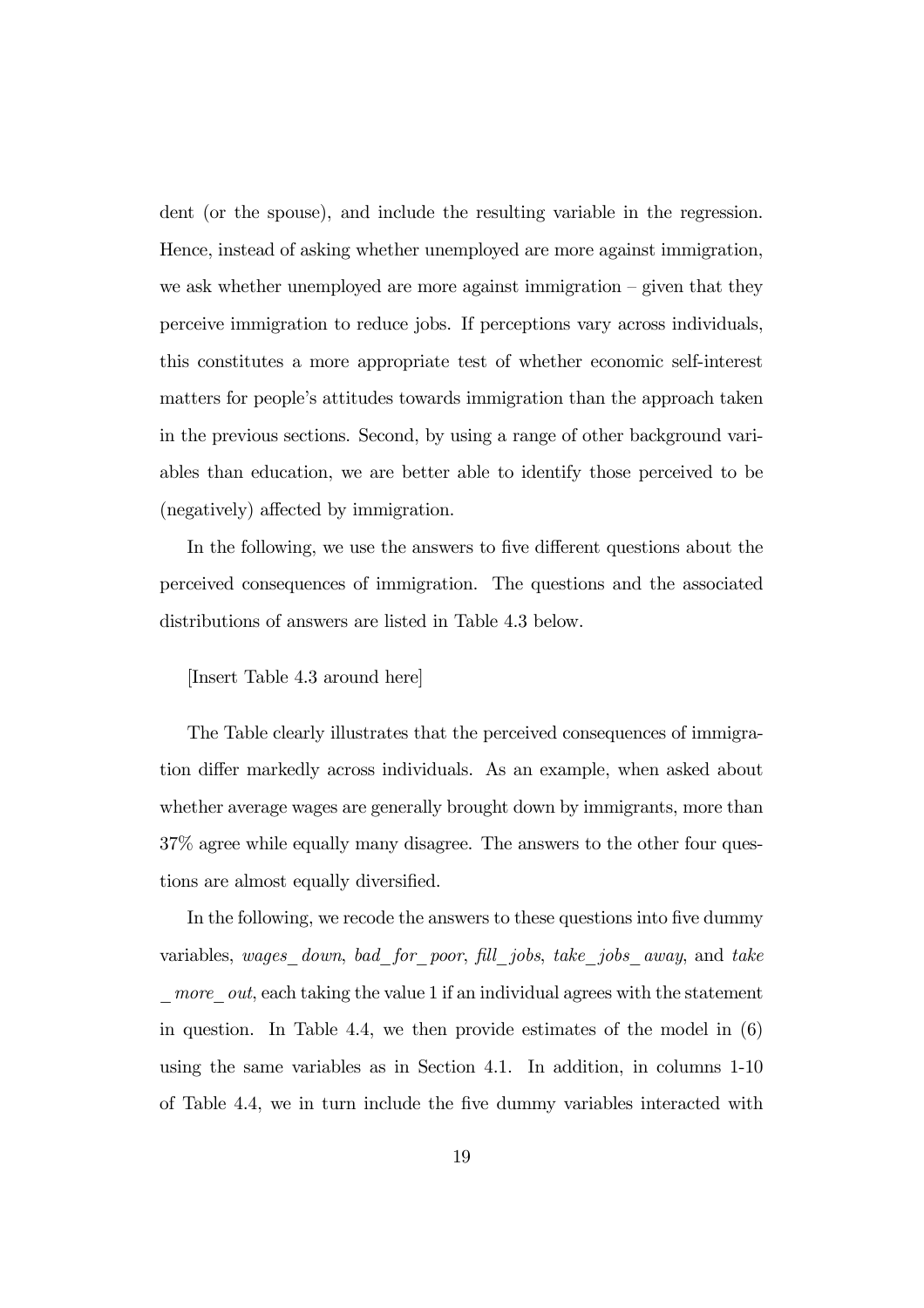dent (or the spouse), and include the resulting variable in the regression. Hence, instead of asking whether unemployed are more against immigration, we ask whether unemployed are more against immigration – given that they perceive immigration to reduce jobs. If perceptions vary across individuals, this constitutes a more appropriate test of whether economic self-interest matters for people's attitudes towards immigration than the approach taken in the previous sections. Second, by using a range of other background variables than education, we are better able to identify those perceived to be (negatively) affected by immigration.

In the following, we use the answers to five different questions about the perceived consequences of immigration. The questions and the associated distributions of answers are listed in Table 4.3 below.

[Insert Table 4.3 around here]

The Table clearly illustrates that the perceived consequences of immigration differ markedly across individuals. As an example, when asked about whether average wages are generally brought down by immigrants, more than 37% agree while equally many disagree. The answers to the other four questions are almost equally diversified.

In the following, we recode the answers to these questions into five dummy variables, *wages_down*, *bad_for_poor*, *fill_jobs*, *take_jobs_away*, and *take_more_out*, each taking the value 1 if an individual agrees with the statement in question. In Table 4.4, we then provide estimates of the model in (6) using the same variables as in Section 4.1. In addition, in columns 1-10 of Table 4.4, we in turn include the five dummy variables interacted with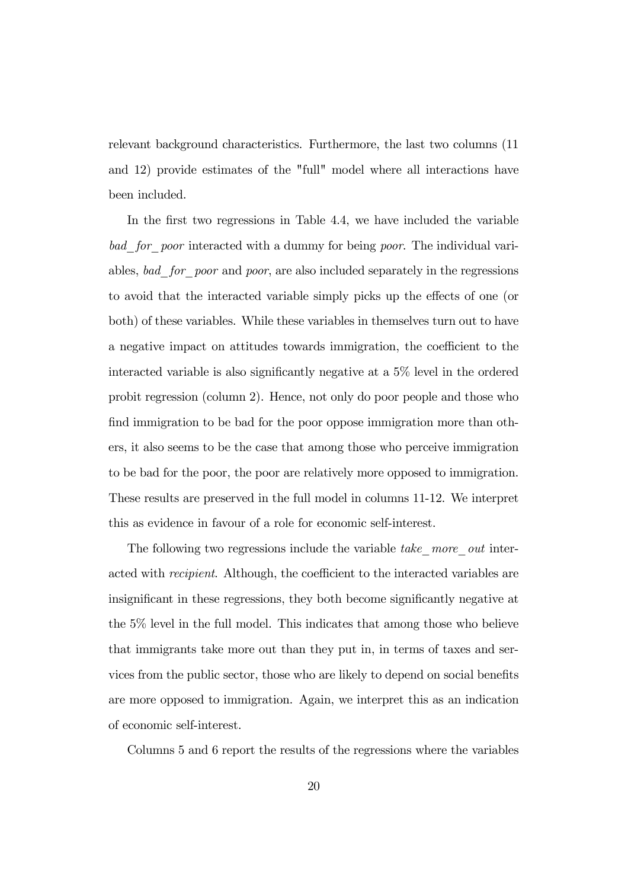relevant background characteristics. Furthermore, the last two columns (11 and 12) provide estimates of the "full" model where all interactions have been included.

In the first two regressions in Table 4.4, we have included the variable *bad_for_poor* interacted with a dummy for being *poor*. The individual variables, *bad_for_poor* and *poor*, are also included separately in the regressions to avoid that the interacted variable simply picks up the effects of one (or both) of these variables. While these variables in themselves turn out to have a negative impact on attitudes towards immigration, the coefficient to the interacted variable is also significantly negative at a 5% level in the ordered probit regression (column 2). Hence, not only do poor people and those who find immigration to be bad for the poor oppose immigration more than others, it also seems to be the case that among those who perceive immigration to be bad for the poor, the poor are relatively more opposed to immigration. These results are preserved in the full model in columns 11-12. We interpret this as evidence in favour of a role for economic self-interest.

The following two regressions include the variable *take_more_out* interacted with *recipient*. Although, the coefficient to the interacted variables are insignificant in these regressions, they both become significantly negative at the 5% level in the full model. This indicates that among those who believe that immigrants take more out than they put in, in terms of taxes and services from the public sector, those who are likely to depend on social benefits are more opposed to immigration. Again, we interpret this as an indication of economic self-interest.

Columns 5 and 6 report the results of the regressions where the variables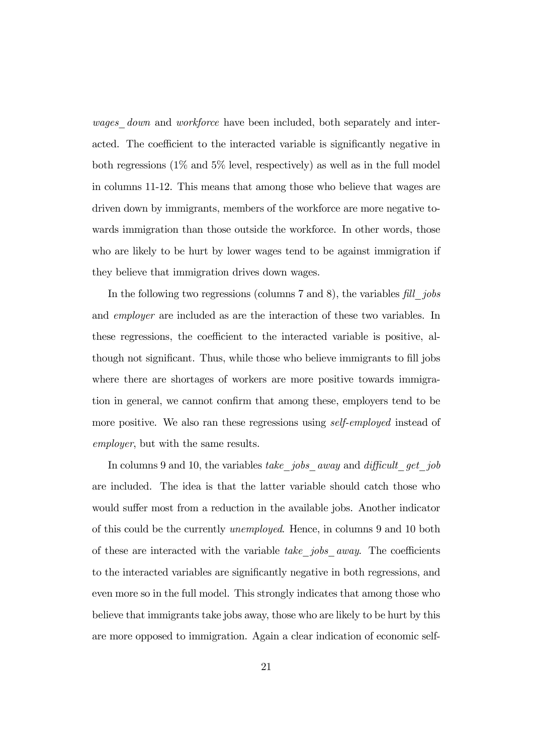*wages_down* and *workforce* have been included, both separately and interacted. The coefficient to the interacted variable is significantly negative in both regressions (1% and 5% level, respectively) as well as in the full model in columns 11-12. This means that among those who believe that wages are driven down by immigrants, members of the workforce are more negative towards immigration than those outside the workforce. In other words, those who are likely to be hurt by lower wages tend to be against immigration if they believe that immigration drives down wages.

In the following two regressions (columns 7 and 8), the variables *fill_jobs* and *employer* are included as are the interaction of these two variables. In these regressions, the coefficient to the interacted variable is positive, although not significant. Thus, while those who believe immigrants to fill jobs where there are shortages of workers are more positive towards immigration in general, we cannot confirm that among these, employers tend to be more positive. We also ran these regressions using *self-employed* instead of *employer*, but with the same results.

In columns 9 and 10, the variables *take_jobs_away* and *difficult_get_job* are included. The idea is that the latter variable should catch those who would suffer most from a reduction in the available jobs. Another indicator of this could be the currently *unemployed*. Hence, in columns 9 and 10 both of these are interacted with the variable *take_jobs_away*. The coefficients to the interacted variables are significantly negative in both regressions, and even more so in the full model. This strongly indicates that among those who believe that immigrants take jobs away, those who are likely to be hurt by this are more opposed to immigration. Again a clear indication of economic self-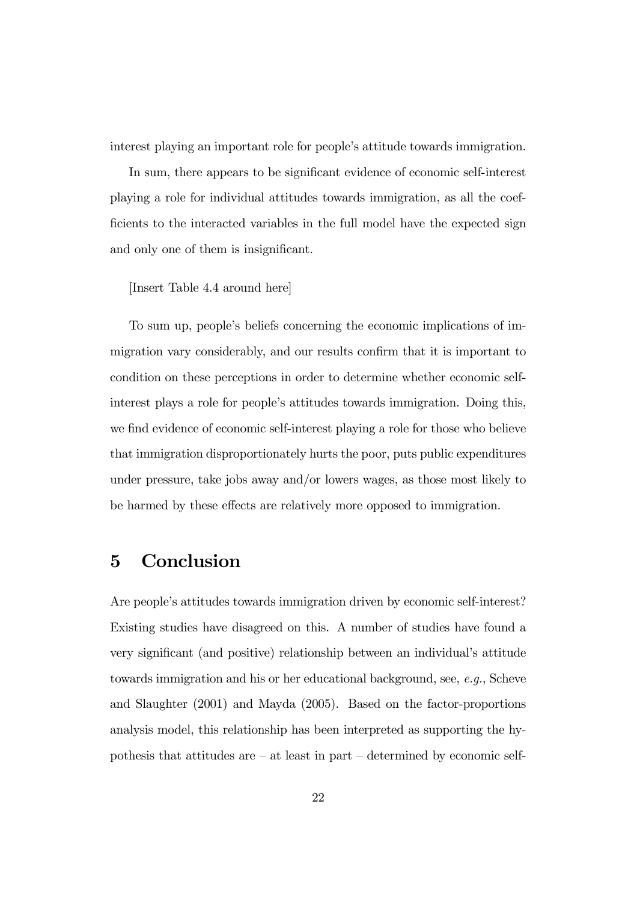interest playing an important role for people's attitude towards immigration.

In sum, there appears to be significant evidence of economic self-interest playing a role for individual attitudes towards immigration, as all the coefficients to the interacted variables in the full model have the expected sign and only one of them is insignificant.

[Insert Table 4.4 around here]

To sum up, people's beliefs concerning the economic implications of immigration vary considerably, and our results confirm that it is important to condition on these perceptions in order to determine whether economic self-interest plays a role for people's attitudes towards immigration. Doing this, we find evidence of economic self-interest playing a role for those who believe that immigration disproportionately hurts the poor, puts public expenditures under pressure, take jobs away and/or lowers wages, as those most likely to be harmed by these effects are relatively more opposed to immigration.

# 5 Conclusion

Are people's attitudes towards immigration driven by economic self-interest? Existing studies have disagreed on this. A number of studies have found a very significant (and positive) relationship between an individual's attitude towards immigration and his or her educational background, see, *e.g.*, Scheve and Slaughter (2001) and Mayda (2005). Based on the factor-proportions analysis model, this relationship has been interpreted as supporting the hypothesis that attitudes are – at least in part – determined by economic self-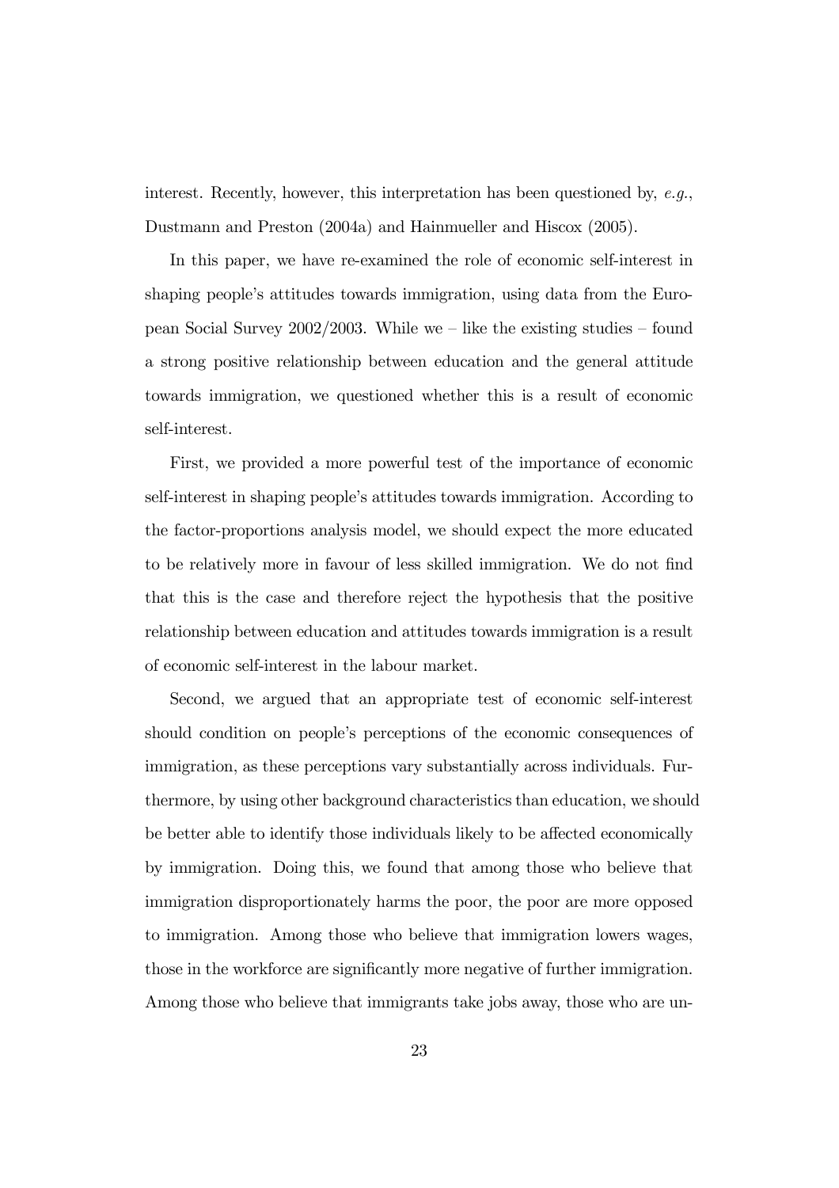interest. Recently, however, this interpretation has been questioned by, *e.g.*, Dustmann and Preston (2004a) and Hainmueller and Hiscox (2005).

In this paper, we have re-examined the role of economic self-interest in shaping people's attitudes towards immigration, using data from the European Social Survey 2002/2003. While we – like the existing studies – found a strong positive relationship between education and the general attitude towards immigration, we questioned whether this is a result of economic self-interest.

First, we provided a more powerful test of the importance of economic self-interest in shaping people's attitudes towards immigration. According to the factor-proportions analysis model, we should expect the more educated to be relatively more in favour of less skilled immigration. We do not find that this is the case and therefore reject the hypothesis that the positive relationship between education and attitudes towards immigration is a result of economic self-interest in the labour market.

Second, we argued that an appropriate test of economic self-interest should condition on people's perceptions of the economic consequences of immigration, as these perceptions vary substantially across individuals. Furthermore, by using other background characteristics than education, we should be better able to identify those individuals likely to be affected economically by immigration. Doing this, we found that among those who believe that immigration disproportionately harms the poor, the poor are more opposed to immigration. Among those who believe that immigration lowers wages, those in the workforce are significantly more negative of further immigration. Among those who believe that immigrants take jobs away, those who are un-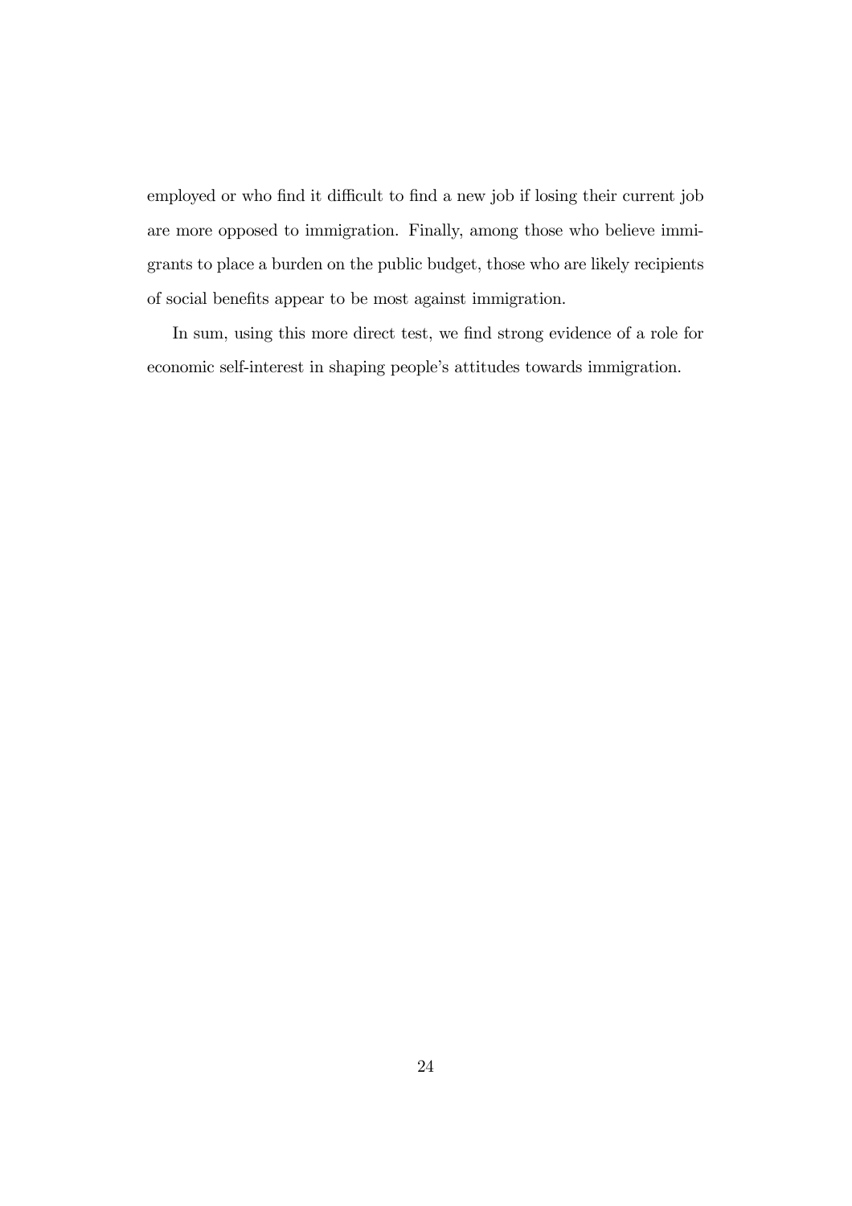employed or who find it difficult to find a new job if losing their current job are more opposed to immigration. Finally, among those who believe immigrants to place a burden on the public budget, those who are likely recipients of social benefits appear to be most against immigration.

In sum, using this more direct test, we find strong evidence of a role for economic self-interest in shaping people's attitudes towards immigration.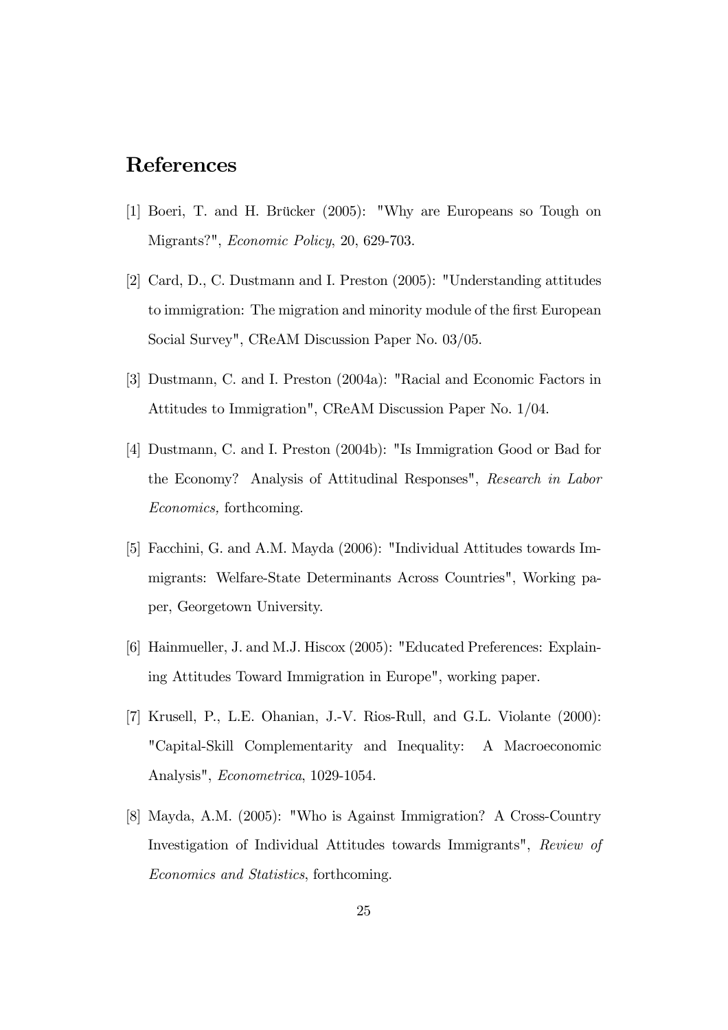## References

[1] Boeri, T. and H. Brücker (2005): "Why are Europeans so Tough on Migrants?", *Economic Policy*, 20, 629-703.

[2] Card, D., C. Dustmann and I. Preston (2005): "Understanding attitudes to immigration: The migration and minority module of the first European Social Survey", CReAM Discussion Paper No. 03/05.

[3] Dustmann, C. and I. Preston (2004a): "Racial and Economic Factors in Attitudes to Immigration", CReAM Discussion Paper No. 1/04.

[4] Dustmann, C. and I. Preston (2004b): "Is Immigration Good or Bad for the Economy? Analysis of Attitudinal Responses", *Research in Labor Economics,* forthcoming.

[5] Facchini, G. and A.M. Mayda (2006): "Individual Attitudes towards Immigrants: Welfare-State Determinants Across Countries", Working paper, Georgetown University.

[6] Hainmueller, J. and M.J. Hiscox (2005): "Educated Preferences: Explaining Attitudes Toward Immigration in Europe", working paper.

[7] Krusell, P., L.E. Ohanian, J.-V. Rios-Rull, and G.L. Violante (2000): "Capital-Skill Complementarity and Inequality: A Macroeconomic Analysis", *Econometrica*, 1029-1054.

[8] Mayda, A.M. (2005): "Who is Against Immigration? A Cross-Country Investigation of Individual Attitudes towards Immigrants", *Review of Economics and Statistics*, forthcoming.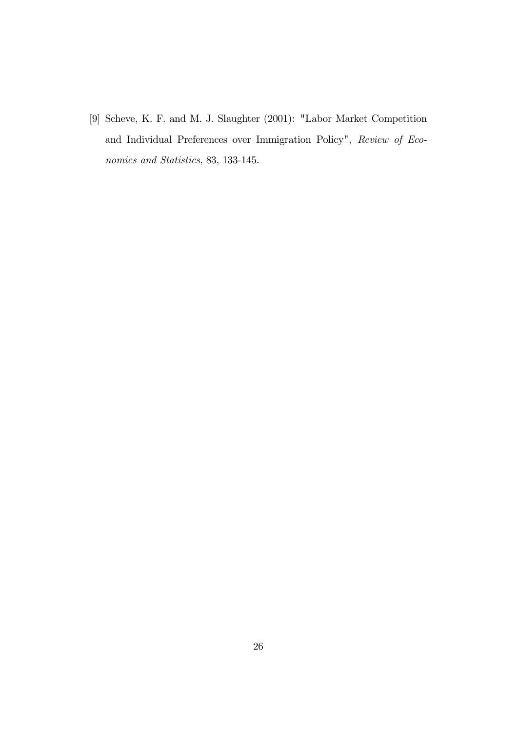[9] Scheve, K. F. and M. J. Slaughter (2001): "Labor Market Competition and Individual Preferences over Immigration Policy", *Review of Economics and Statistics*, 83, 133-145.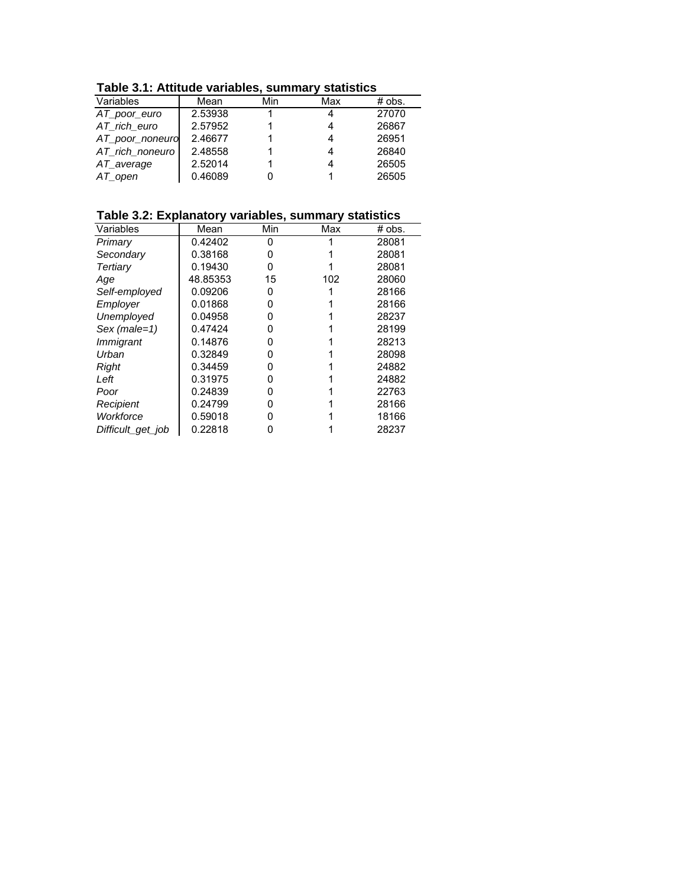**Table 3.1: Attitude variables, summary statistics**

| Variables | Mean | Min | Max | # obs. |
|---|---|---|---|---|
| *AT_poor_euro* | 2.53938 | 1 | 4 | 27070 |
| *AT_rich_euro* | 2.57952 | 1 | 4 | 26867 |
| *AT_poor_noneuro* | 2.46677 | 1 | 4 | 26951 |
| *AT_rich_noneuro* | 2.48558 | 1 | 4 | 26840 |
| *AT_average* | 2.52014 | 1 | 4 | 26505 |
| *AT_open* | 0.46089 | 0 | 1 | 26505 |

**Table 3.2: Explanatory variables, summary statistics**

| Variables | Mean | Min | Max | # obs. |
|---|---|---|---|---|
| *Primary* | 0.42402 | 0 | 1 | 28081 |
| *Secondary* | 0.38168 | 0 | 1 | 28081 |
| *Tertiary* | 0.19430 | 0 | 1 | 28081 |
| *Age* | 48.85353 | 15 | 102 | 28060 |
| *Self-employed* | 0.09206 | 0 | 1 | 28166 |
| *Employer* | 0.01868 | 0 | 1 | 28166 |
| *Unemployed* | 0.04958 | 0 | 1 | 28237 |
| *Sex (male=1)* | 0.47424 | 0 | 1 | 28199 |
| *Immigrant* | 0.14876 | 0 | 1 | 28213 |
| *Urban* | 0.32849 | 0 | 1 | 28098 |
| *Right* | 0.34459 | 0 | 1 | 24882 |
| *Left* | 0.31975 | 0 | 1 | 24882 |
| *Poor* | 0.24839 | 0 | 1 | 22763 |
| *Recipient* | 0.24799 | 0 | 1 | 28166 |
| *Workforce* | 0.59018 | 0 | 1 | 18166 |
| *Difficult_get_job* | 0.22818 | 0 | 1 | 28237 |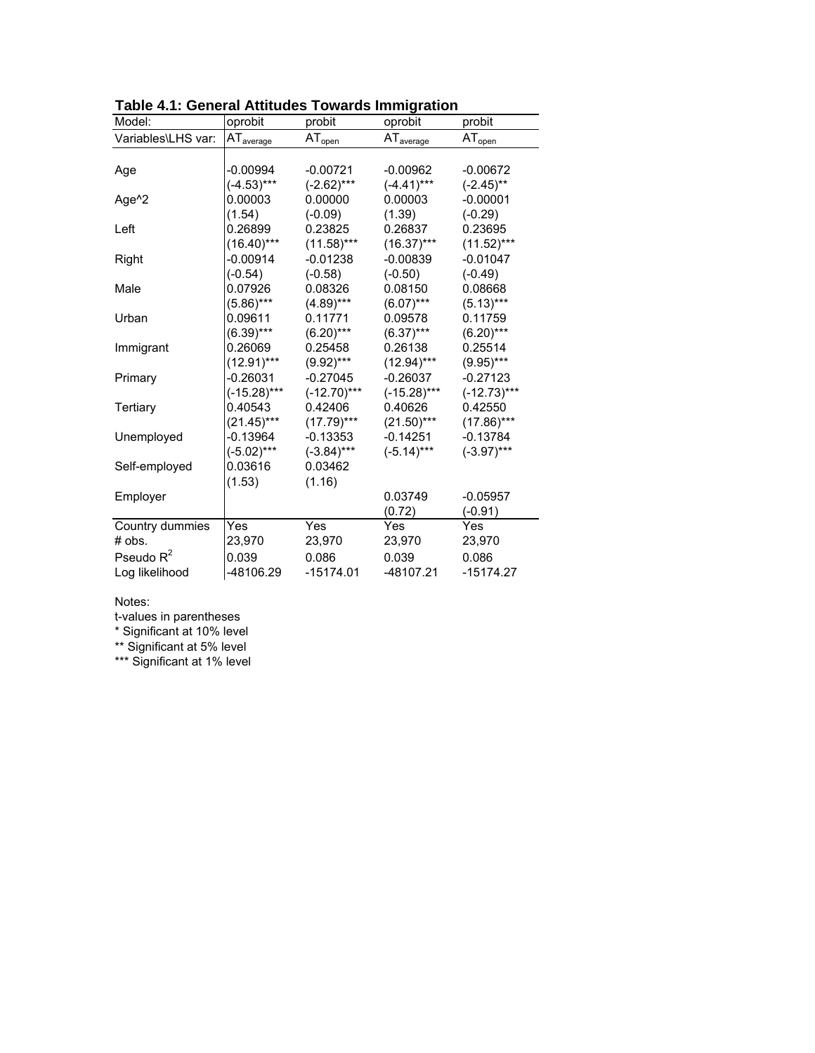**Table 4.1: General Attitudes Towards Immigration**

| Model: | oprobit | probit | oprobit | probit |
|---|---|---|---|---|
| Variables\LHS var: | $AT_{average}$ | $AT_{open}$ | $AT_{average}$ | $AT_{open}$ |
| Age | -0.00994 | -0.00721 | -0.00962 | -0.00672 |
| | (-4.53)*** | (-2.62)*** | (-4.41)*** | (-2.45)** |
| Age^2 | 0.00003 | 0.00000 | 0.00003 | -0.00001 |
| | (1.54) | (-0.09) | (1.39) | (-0.29) |
| Left | 0.26899 | 0.23825 | 0.26837 | 0.23695 |
| | (16.40)*** | (11.58)*** | (16.37)*** | (11.52)*** |
| Right | -0.00914 | -0.01238 | -0.00839 | -0.01047 |
| | (-0.54) | (-0.58) | (-0.50) | (-0.49) |
| Male | 0.07926 | 0.08326 | 0.08150 | 0.08668 |
| | (5.86)*** | (4.89)*** | (6.07)*** | (5.13)*** |
| Urban | 0.09611 | 0.11771 | 0.09578 | 0.11759 |
| | (6.39)*** | (6.20)*** | (6.37)*** | (6.20)*** |
| Immigrant | 0.26069 | 0.25458 | 0.26138 | 0.25514 |
| | (12.91)*** | (9.92)*** | (12.94)*** | (9.95)*** |
| Primary | -0.26031 | -0.27045 | -0.26037 | -0.27123 |
| | (-15.28)*** | (-12.70)*** | (-15.28)*** | (-12.73)*** |
| Tertiary | 0.40543 | 0.42406 | 0.40626 | 0.42550 |
| | (21.45)*** | (17.79)*** | (21.50)*** | (17.86)*** |
| Unemployed | -0.13964 | -0.13353 | -0.14251 | -0.13784 |
| | (-5.02)*** | (-3.84)*** | (-5.14)*** | (-3.97)*** |
| Self-employed | 0.03616 | 0.03462 | | |
| | (1.53) | (1.16) | | |
| Employer | | | 0.03749 | -0.05957 |
| | | | (0.72) | (-0.91) |
| Country dummies | Yes | Yes | Yes | Yes |
| # obs. | 23,970 | 23,970 | 23,970 | 23,970 |
| Pseudo $R^2$ | 0.039 | 0.086 | 0.039 | 0.086 |
| Log likelihood | -48106.29 | -15174.01 | -48107.21 | -15174.27 |

Notes:
t-values in parentheses
* Significant at 10% level
** Significant at 5% level
*** Significant at 1% level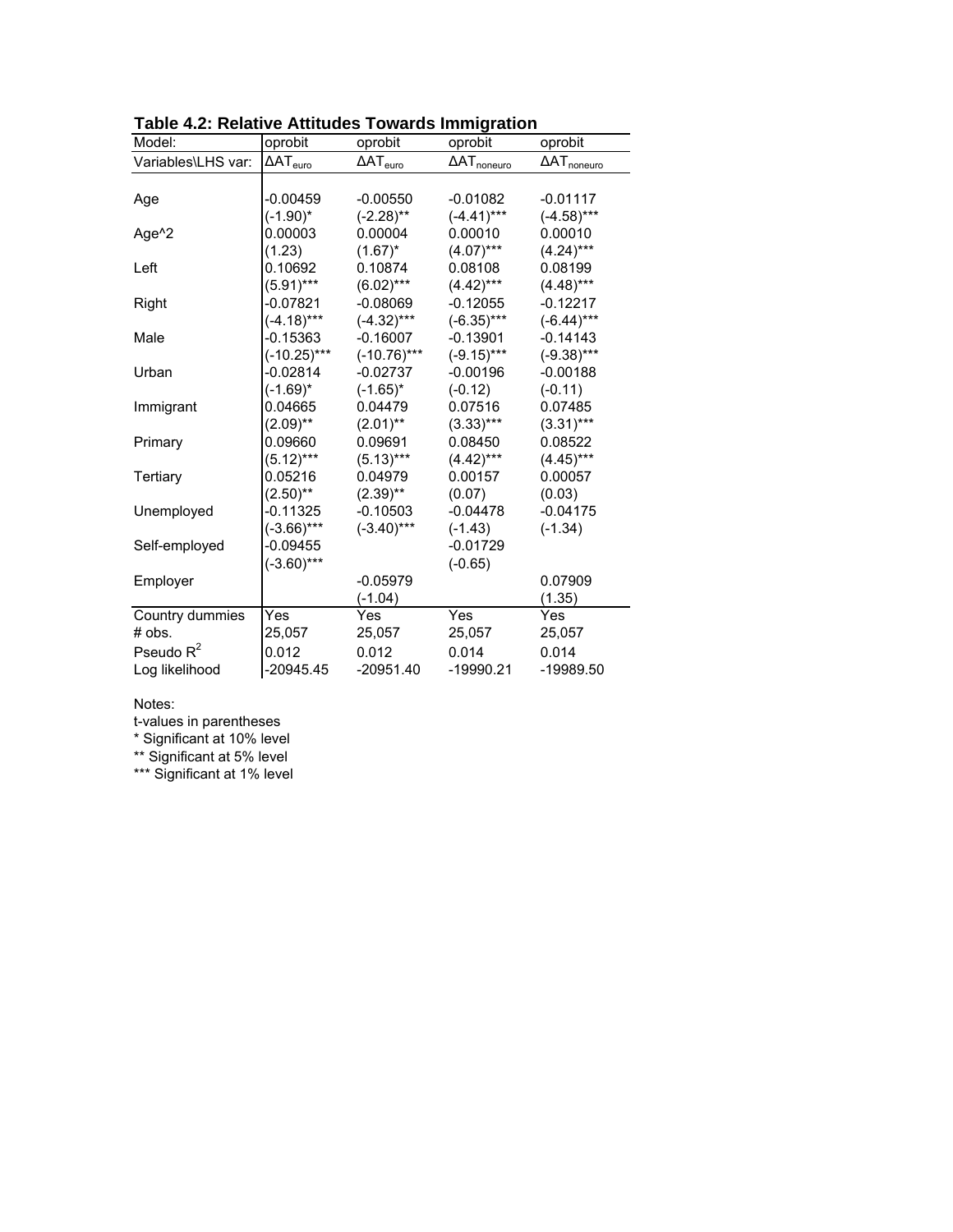**Table 4.2: Relative Attitudes Towards Immigration**

| Model: | oprobit | oprobit | oprobit | oprobit |
|---|---|---|---|---|
| Variables\LHS var: | $\Delta AT_{euro}$ | $\Delta AT_{euro}$ | $\Delta AT_{noneuro}$ | $\Delta AT_{noneuro}$ |
| Age | -0.00459 | -0.00550 | -0.01082 | -0.01117 |
| | (-1.90)* | (-2.28)** | (-4.41)*** | (-4.58)*** |
| Age^2 | 0.00003 | 0.00004 | 0.00010 | 0.00010 |
| | (1.23) | (1.67)* | (4.07)*** | (4.24)*** |
| Left | 0.10692 | 0.10874 | 0.08108 | 0.08199 |
| | (5.91)*** | (6.02)*** | (4.42)*** | (4.48)*** |
| Right | -0.07821 | -0.08069 | -0.12055 | -0.12217 |
| | (-4.18)*** | (-4.32)*** | (-6.35)*** | (-6.44)*** |
| Male | -0.15363 | -0.16007 | -0.13901 | -0.14143 |
| | (-10.25)*** | (-10.76)*** | (-9.15)*** | (-9.38)*** |
| Urban | -0.02814 | -0.02737 | -0.00196 | -0.00188 |
| | (-1.69)* | (-1.65)* | (-0.12) | (-0.11) |
| Immigrant | 0.04665 | 0.04479 | 0.07516 | 0.07485 |
| | (2.09)** | (2.01)** | (3.33)*** | (3.31)*** |
| Primary | 0.09660 | 0.09691 | 0.08450 | 0.08522 |
| | (5.12)*** | (5.13)*** | (4.42)*** | (4.45)*** |
| Tertiary | 0.05216 | 0.04979 | 0.00157 | 0.00057 |
| | (2.50)** | (2.39)** | (0.07) | (0.03) |
| Unemployed | -0.11325 | -0.10503 | -0.04478 | -0.04175 |
| | (-3.66)*** | (-3.40)*** | (-1.43) | (-1.34) |
| Self-employed | -0.09455 | | -0.01729 | |
| | (-3.60)*** | | (-0.65) | |
| Employer | | -0.05979 | | 0.07909 |
| | | (-1.04) | | (1.35) |
| Country dummies | Yes | Yes | Yes | Yes |
| # obs. | 25,057 | 25,057 | 25,057 | 25,057 |
| Pseudo $R^2$ | 0.012 | 0.012 | 0.014 | 0.014 |
| Log likelihood | -20945.45 | -20951.40 | -19990.21 | -19989.50 |

Notes:
t-values in parentheses
* Significant at 10% level
** Significant at 5% level
*** Significant at 1% level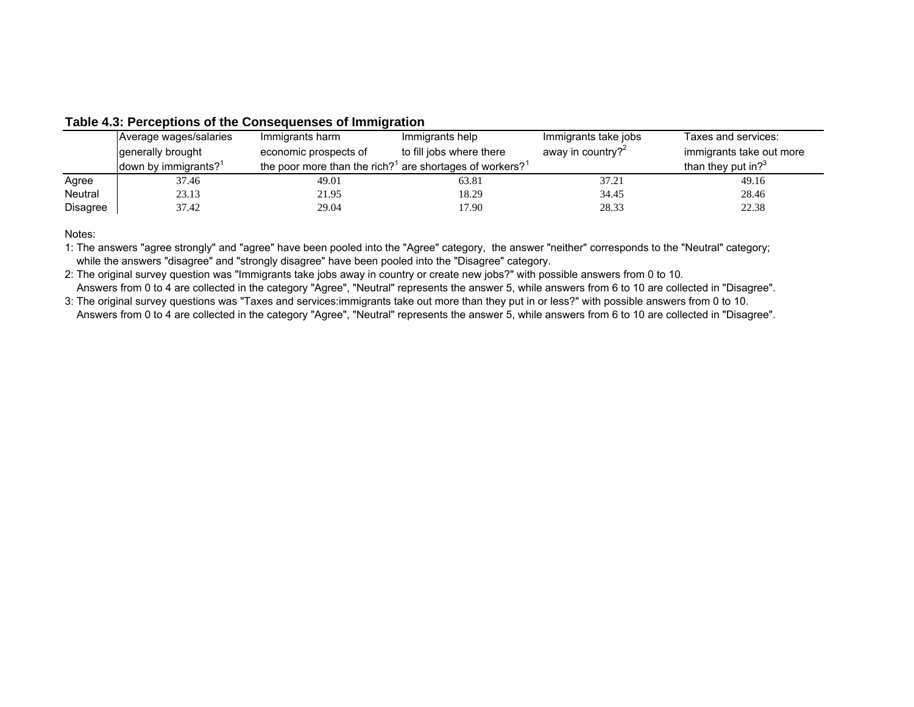**Table 4.3: Perceptions of the Consequenses of Immigration**

| | Average wages/salaries generally brought down by immigrants?[1] | Immigrants harm economic prospects of the poor more than the rich?[1] | Immigrants help to fill jobs where there are shortages of workers?[1] | Immigrants take jobs away in country?[2] | Taxes and services: immigrants take out more than they put in?[3] |
|---|---|---|---|---|---|
| Agree | 37.46 | 49.01 | 63.81 | 37.21 | 49.16 |
| Neutral | 23.13 | 21.95 | 18.29 | 34.45 | 28.46 |
| Disagree | 37.42 | 29.04 | 17.90 | 28.33 | 22.38 |

Notes:

1: The answers "agree strongly" and "agree" have been pooled into the "Agree" category, the answer "neither" corresponds to the "Neutral" category; while the answers "disagree" and "strongly disagree" have been pooled into the "Disagree" category.

2: The original survey question was "Immigrants take jobs away in country or create new jobs?" with possible answers from 0 to 10. Answers from 0 to 4 are collected in the category "Agree", "Neutral" represents the answer 5, while answers from 6 to 10 are collected in "Disagree".

3: The original survey questions was "Taxes and services:immigrants take out more than they put in or less?" with possible answers from 0 to 10. Answers from 0 to 4 are collected in the category "Agree", "Neutral" represents the answer 5, while answers from 6 to 10 are collected in "Disagree".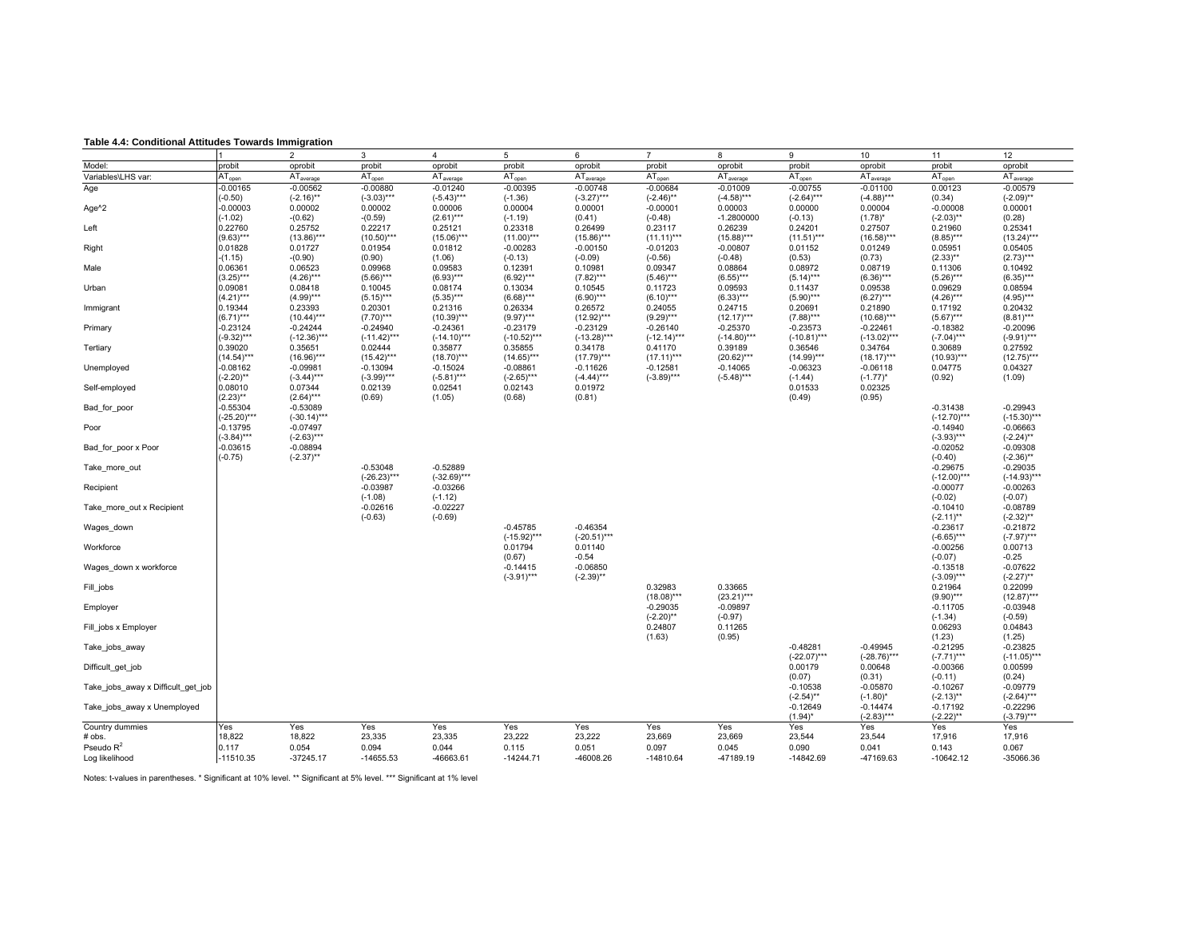**Table 4.4: Conditional Attitudes Towards Immigration**

| | 1 | 2 | 3 | 4 | 5 | 6 | 7 | 8 | 9 | 10 | 11 | 12 |
|---|---|---|---|---|---|---|---|---|---|---|---|---|
| Model: | probit | oprobit | probit | oprobit | probit | oprobit | probit | oprobit | probit | oprobit | probit | oprobit |
| Variables\LHS var: | $AT_{open}$ | $AT_{average}$ | $AT_{open}$ | $AT_{average}$ | $AT_{open}$ | $AT_{average}$ | $AT_{open}$ | $AT_{average}$ | $AT_{open}$ | $AT_{average}$ | $AT_{open}$ | $AT_{average}$ |
| Age | -0.00165 | -0.00562 | -0.00880 | -0.01240 | -0.00395 | -0.00748 | -0.00684 | -0.01009 | -0.00755 | -0.01100 | 0.00123 | -0.00579 |
| | (-0.50) | (-2.16)** | (-3.03)*** | (-5.43)*** | (-1.36) | (-3.27)*** | (-2.46)** | (-4.58)*** | (-2.64)*** | (-4.88)*** | (0.34) | (-2.09)** |
| Age^2 | -0.00003 | 0.00002 | 0.00002 | 0.00006 | 0.00004 | 0.00001 | -0.00001 | 0.00003 | 0.00000 | 0.00004 | -0.00008 | 0.00001 |
| | (-1.02) | -(0.62) | -(0.59) | (2.61)*** | (-1.19) | (0.41) | (-0.48) | -1.2800000 | (-0.13) | (1.78)* | (-2.03)** | (0.28) |
| Left | 0.22760 | 0.25752 | 0.22217 | 0.25121 | 0.23318 | 0.26499 | 0.23117 | 0.26239 | 0.24201 | 0.27507 | 0.21960 | 0.25341 |
| | (9.63)*** | (13.86)*** | (10.50)*** | (15.06)*** | (11.00)*** | (15.86)*** | (11.11)*** | (15.88)*** | (11.51)*** | (16.58)*** | (8.85)*** | (13.24)*** |
| Right | 0.01828 | 0.01727 | 0.01954 | 0.01812 | -0.00283 | -0.00150 | -0.01203 | -0.00807 | 0.01152 | 0.01249 | 0.05951 | 0.05405 |
| | -(1.15) | -(0.90) | (0.90) | (1.06) | (-0.13) | (-0.09) | (-0.56) | (-0.48) | (0.53) | (0.73) | (2.33)** | (2.73)*** |
| Male | 0.06361 | 0.06523 | 0.09968 | 0.09583 | 0.12391 | 0.10981 | 0.09347 | 0.08864 | 0.08972 | 0.08719 | 0.11306 | 0.10492 |
| | (3.25)*** | (4.26)*** | (5.66)*** | (6.93)*** | (6.92)*** | (7.82)*** | (5.46)*** | (6.55)*** | (5.14)*** | (6.36)*** | (5.26)*** | (6.35)*** |
| Urban | 0.09081 | 0.08418 | 0.10045 | 0.08174 | 0.13034 | 0.10545 | 0.11723 | 0.09593 | 0.11437 | 0.09538 | 0.09629 | 0.08594 |
| | (4.21)*** | (4.99)*** | (5.15)*** | (5.35)*** | (6.68)*** | (6.90)*** | (6.10)*** | (6.33)*** | (5.90)*** | (6.27)*** | (4.26)*** | (4.95)*** |
| Immigrant | 0.19344 | 0.23393 | 0.20301 | 0.21316 | 0.26334 | 0.26572 | 0.24055 | 0.24715 | 0.20691 | 0.21890 | 0.17192 | 0.20432 |
| | (6.71)*** | (10.44)*** | (7.70)*** | (10.39)*** | (9.97)*** | (12.92)*** | (9.29)*** | (12.17)*** | (7.88)*** | (10.68)*** | (5.67)*** | (8.81)*** |
| Primary | -0.23124 | -0.24244 | -0.24940 | -0.24361 | -0.23179 | -0.23129 | -0.26140 | -0.25370 | -0.23573 | -0.22461 | -0.18382 | -0.20096 |
| | (-9.32)*** | (-12.36)*** | (-11.42)*** | (-14.10)*** | (-10.52)*** | (-13.28)*** | (-12.14)*** | (-14.80)*** | (-10.81)*** | (-13.02)*** | (-7.04)*** | (-9.91)*** |
| Tertiary | 0.39020 | 0.35651 | 0.02444 | 0.35877 | 0.35855 | 0.34178 | 0.41170 | 0.39189 | 0.36546 | 0.34764 | 0.30689 | 0.27592 |
| | (14.54)*** | (16.96)*** | (15.42)*** | (18.70)*** | (14.65)*** | (17.79)*** | (17.11)*** | (20.62)*** | (14.99)*** | (18.17)*** | (10.93)*** | (12.75)*** |
| Unemployed | -0.08162 | -0.09981 | -0.13094 | -0.15024 | -0.08861 | -0.11626 | -0.12581 | -0.14065 | -0.06323 | -0.06118 | 0.04775 | 0.04327 |
| | (-2.20)** | (-3.44)*** | (-3.99)*** | (-5.81)*** | (-2.65)*** | (-4.44)*** | (-3.89)*** | (-5.48)*** | (-1.44) | (-1.77)* | (0.92) | (1.09) |
| Self-employed | 0.08010 | 0.07344 | 0.02139 | 0.02541 | 0.02143 | 0.01972 | | | 0.01533 | 0.02325 | | |
| | (2.23)** | (2.64)*** | (0.69) | (1.05) | (0.68) | (0.81) | | | (0.49) | (0.95) | | |
| Bad_for_poor | -0.55304 | -0.53089 | | | | | | | | | -0.31438 | -0.29943 |
| | (-25.20)*** | (-30.14)*** | | | | | | | | | (-12.70)*** | (-15.30)*** |
| Poor | -0.13795 | -0.07497 | | | | | | | | | -0.14940 | -0.06663 |
| | (-3.84)*** | (-2.63)*** | | | | | | | | | (-3.93)*** | (-2.24)** |
| Bad_for_poor x Poor | -0.03615 | -0.08894 | | | | | | | | | -0.02052 | -0.09308 |
| | (-0.75) | (-2.37)** | | | | | | | | | (-0.40) | (-2.36)** |
| Take_more_out | | | -0.53048 | -0.52889 | | | | | | | -0.29675 | -0.29035 |
| | | | (-26.23)*** | (-32.69)*** | | | | | | | (-12.00)*** | (-14.93)*** |
| Recipient | | | -0.03987 | -0.03266 | | | | | | | -0.00077 | -0.00263 |
| | | | (-1.08) | (-1.12) | | | | | | | (-0.02) | (-0.07) |
| Take_more_out x Recipient | | | -0.02616 | -0.02227 | | | | | | | -0.10410 | -0.08789 |
| | | | (-0.63) | (-0.69) | | | | | | | (-2.11)** | (-2.32)** |
| Wages_down | | | | | -0.45785 | -0.46354 | | | | | -0.23617 | -0.21872 |
| | | | | | (-15.92)*** | (-20.51)*** | | | | | (-6.65)*** | (-7.97)*** |
| Workforce | | | | | 0.01794 | 0.01140 | | | | | -0.00256 | 0.00713 |
| | | | | | (0.67) | -0.54 | | | | | (-0.07) | -0.25 |
| Wages_down x workforce | | | | | -0.14415 | -0.06850 | | | | | -0.13518 | -0.07622 |
| | | | | | (-3.91)*** | (-2.39)** | | | | | (-3.09)*** | (-2.27)** |
| Fill_jobs | | | | | | | 0.32983 | 0.33665 | | | 0.21964 | 0.22099 |
| | | | | | | | (18.08)*** | (23.21)*** | | | (9.90)*** | (12.87)*** |
| Employer | | | | | | | -0.29035 | -0.09897 | | | -0.11705 | -0.03948 |
| | | | | | | | (-2.20)** | (-0.97) | | | (-1.34) | (-0.59) |
| Fill_jobs x Employer | | | | | | | 0.24807 | 0.11265 | | | 0.06293 | 0.04843 |
| | | | | | | | (1.63) | (0.95) | | | (1.23) | (1.25) |
| Take_jobs_away | | | | | | | | | -0.48281 | -0.49945 | -0.21295 | -0.23825 |
| | | | | | | | | | (-22.07)*** | (-28.76)*** | (-7.71)*** | (-11.05)*** |
| Difficult_get_job | | | | | | | | | 0.00179 | 0.00648 | -0.00366 | 0.00599 |
| | | | | | | | | | (0.07) | (0.31) | (-0.11) | (0.24) |
| Take_jobs_away x Difficult_get_job | | | | | | | | | -0.10538 | -0.05870 | -0.10267 | -0.09779 |
| | | | | | | | | | (-2.54)** | (-1.80)* | (-2.13)** | (-2.64)*** |
| Take_jobs_away x Unemployed | | | | | | | | | -0.12649 | -0.14474 | -0.17192 | -0.22296 |
| | | | | | | | | | (1.94)* | (-2.83)*** | (-2.22)** | (-3.79)*** |
| Country dummies | Yes | Yes | Yes | Yes | Yes | Yes | Yes | Yes | Yes | Yes | Yes | Yes |
| # obs. | 18,822 | 18,822 | 23,335 | 23,335 | 23,222 | 23,222 | 23,669 | 23,669 | 23,544 | 23,544 | 17,916 | 17,916 |
| Pseudo $R^2$ | 0.117 | 0.054 | 0.094 | 0.044 | 0.115 | 0.051 | 0.097 | 0.045 | 0.090 | 0.041 | 0.143 | 0.067 |
| Log likelihood | -11510.35 | -37245.17 | -14655.53 | -46663.61 | -14244.71 | -46008.26 | -14810.64 | -47189.19 | -14842.69 | -47169.63 | -10642.12 | -35066.36 |

Notes: t-values in parentheses. * Significant at 10% level. ** Significant at 5% level. *** Significant at 1% level